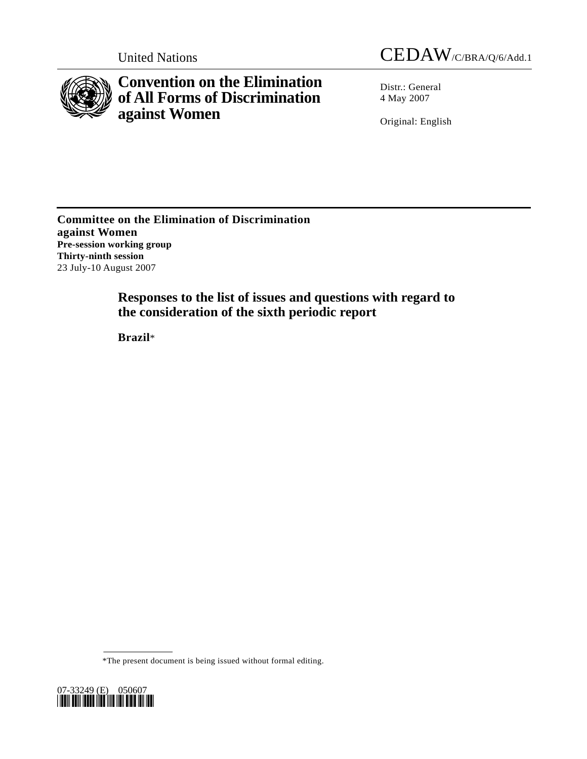United Nations CEDAW/C/BRA/Q/6/Add.1

# Convention on the Elimination of All Forms of Discrimination against Women

Distr.: General
4 May 2007

Original: English

**Committee on the Elimination of Discrimination against Women**
**Pre-session working group**
**Thirty-ninth session**
23 July-10 August 2007

## Responses to the list of issues and questions with regard to the consideration of the sixth periodic report

**Brazil***

*The present document is being issued without formal editing.

07-33249 (E) 050607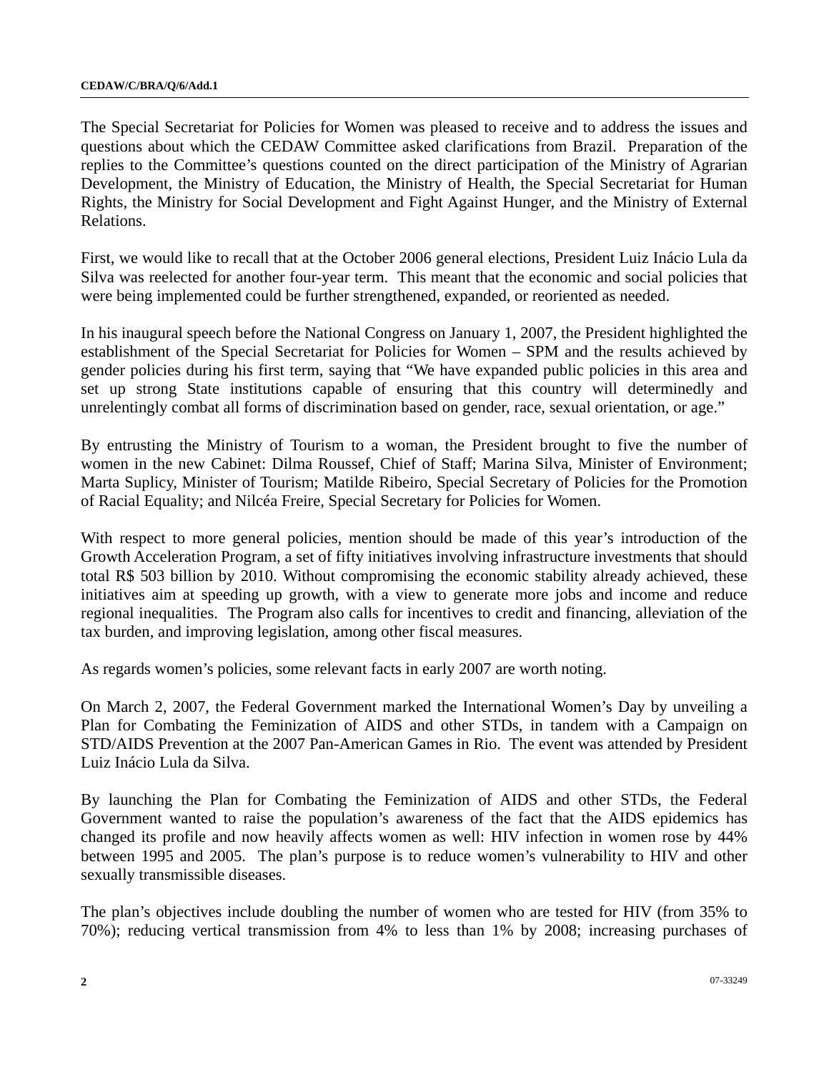The Special Secretariat for Policies for Women was pleased to receive and to address the issues and questions about which the CEDAW Committee asked clarifications from Brazil. Preparation of the replies to the Committee's questions counted on the direct participation of the Ministry of Agrarian Development, the Ministry of Education, the Ministry of Health, the Special Secretariat for Human Rights, the Ministry for Social Development and Fight Against Hunger, and the Ministry of External Relations.

First, we would like to recall that at the October 2006 general elections, President Luiz Inácio Lula da Silva was reelected for another four-year term. This meant that the economic and social policies that were being implemented could be further strengthened, expanded, or reoriented as needed.

In his inaugural speech before the National Congress on January 1, 2007, the President highlighted the establishment of the Special Secretariat for Policies for Women – SPM and the results achieved by gender policies during his first term, saying that "We have expanded public policies in this area and set up strong State institutions capable of ensuring that this country will determinedly and unrelentingly combat all forms of discrimination based on gender, race, sexual orientation, or age."

By entrusting the Ministry of Tourism to a woman, the President brought to five the number of women in the new Cabinet: Dilma Roussef, Chief of Staff; Marina Silva, Minister of Environment; Marta Suplicy, Minister of Tourism; Matilde Ribeiro, Special Secretary of Policies for the Promotion of Racial Equality; and Nilcéa Freire, Special Secretary for Policies for Women.

With respect to more general policies, mention should be made of this year's introduction of the Growth Acceleration Program, a set of fifty initiatives involving infrastructure investments that should total R$ 503 billion by 2010. Without compromising the economic stability already achieved, these initiatives aim at speeding up growth, with a view to generate more jobs and income and reduce regional inequalities. The Program also calls for incentives to credit and financing, alleviation of the tax burden, and improving legislation, among other fiscal measures.

As regards women's policies, some relevant facts in early 2007 are worth noting.

On March 2, 2007, the Federal Government marked the International Women's Day by unveiling a Plan for Combating the Feminization of AIDS and other STDs, in tandem with a Campaign on STD/AIDS Prevention at the 2007 Pan-American Games in Rio. The event was attended by President Luiz Inácio Lula da Silva.

By launching the Plan for Combating the Feminization of AIDS and other STDs, the Federal Government wanted to raise the population's awareness of the fact that the AIDS epidemics has changed its profile and now heavily affects women as well: HIV infection in women rose by 44% between 1995 and 2005. The plan's purpose is to reduce women's vulnerability to HIV and other sexually transmissible diseases.

The plan's objectives include doubling the number of women who are tested for HIV (from 35% to 70%); reducing vertical transmission from 4% to less than 1% by 2008; increasing purchases of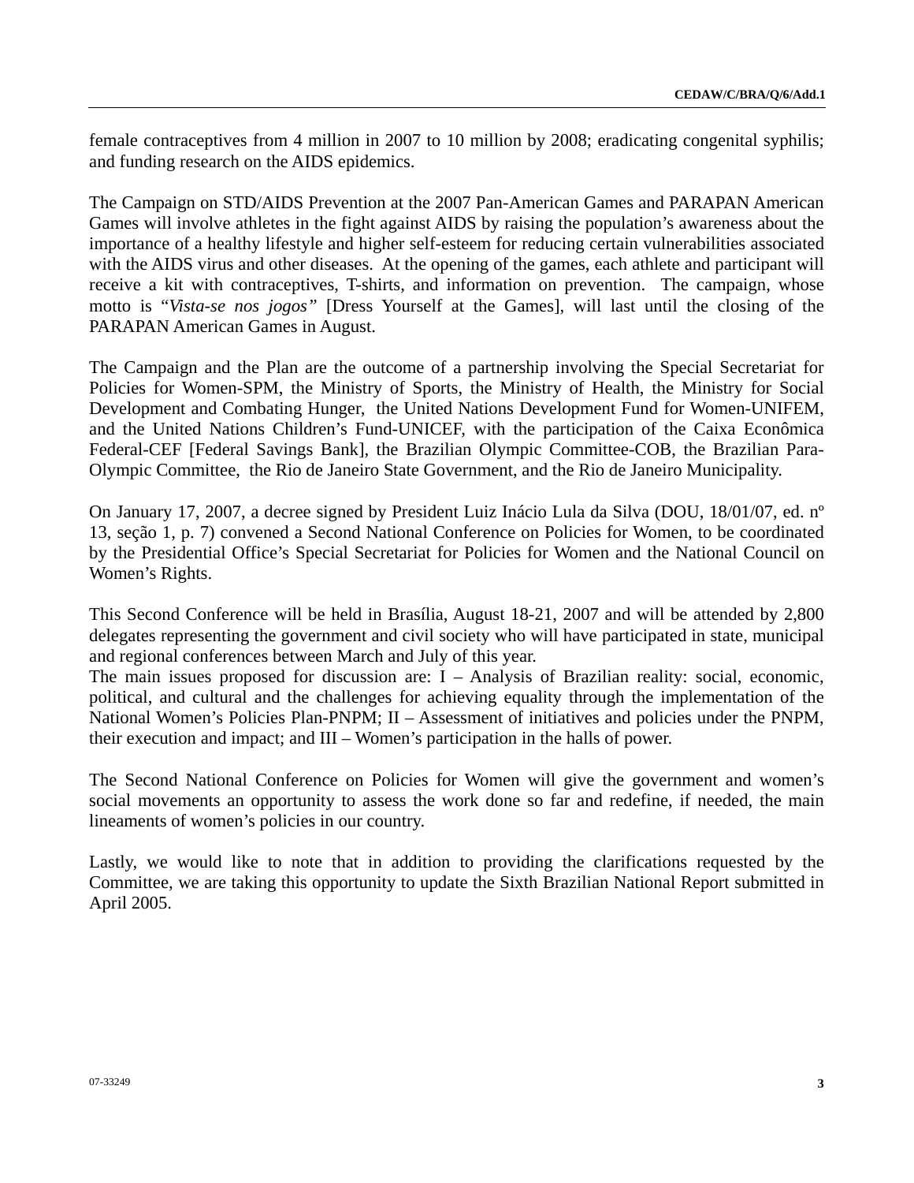female contraceptives from 4 million in 2007 to 10 million by 2008; eradicating congenital syphilis; and funding research on the AIDS epidemics.

The Campaign on STD/AIDS Prevention at the 2007 Pan-American Games and PARAPAN American Games will involve athletes in the fight against AIDS by raising the population's awareness about the importance of a healthy lifestyle and higher self-esteem for reducing certain vulnerabilities associated with the AIDS virus and other diseases. At the opening of the games, each athlete and participant will receive a kit with contraceptives, T-shirts, and information on prevention. The campaign, whose motto is "*Vista-se nos jogos"* [Dress Yourself at the Games], will last until the closing of the PARAPAN American Games in August.

The Campaign and the Plan are the outcome of a partnership involving the Special Secretariat for Policies for Women-SPM, the Ministry of Sports, the Ministry of Health, the Ministry for Social Development and Combating Hunger, the United Nations Development Fund for Women-UNIFEM, and the United Nations Children's Fund-UNICEF, with the participation of the Caixa Econômica Federal-CEF [Federal Savings Bank], the Brazilian Olympic Committee-COB, the Brazilian Para-Olympic Committee, the Rio de Janeiro State Government, and the Rio de Janeiro Municipality.

On January 17, 2007, a decree signed by President Luiz Inácio Lula da Silva (DOU, 18/01/07, ed. nº 13, seção 1, p. 7) convened a Second National Conference on Policies for Women, to be coordinated by the Presidential Office's Special Secretariat for Policies for Women and the National Council on Women's Rights.

This Second Conference will be held in Brasília, August 18-21, 2007 and will be attended by 2,800 delegates representing the government and civil society who will have participated in state, municipal and regional conferences between March and July of this year.
The main issues proposed for discussion are: I – Analysis of Brazilian reality: social, economic, political, and cultural and the challenges for achieving equality through the implementation of the National Women's Policies Plan-PNPM; II – Assessment of initiatives and policies under the PNPM, their execution and impact; and III – Women's participation in the halls of power.

The Second National Conference on Policies for Women will give the government and women's social movements an opportunity to assess the work done so far and redefine, if needed, the main lineaments of women's policies in our country.

Lastly, we would like to note that in addition to providing the clarifications requested by the Committee, we are taking this opportunity to update the Sixth Brazilian National Report submitted in April 2005.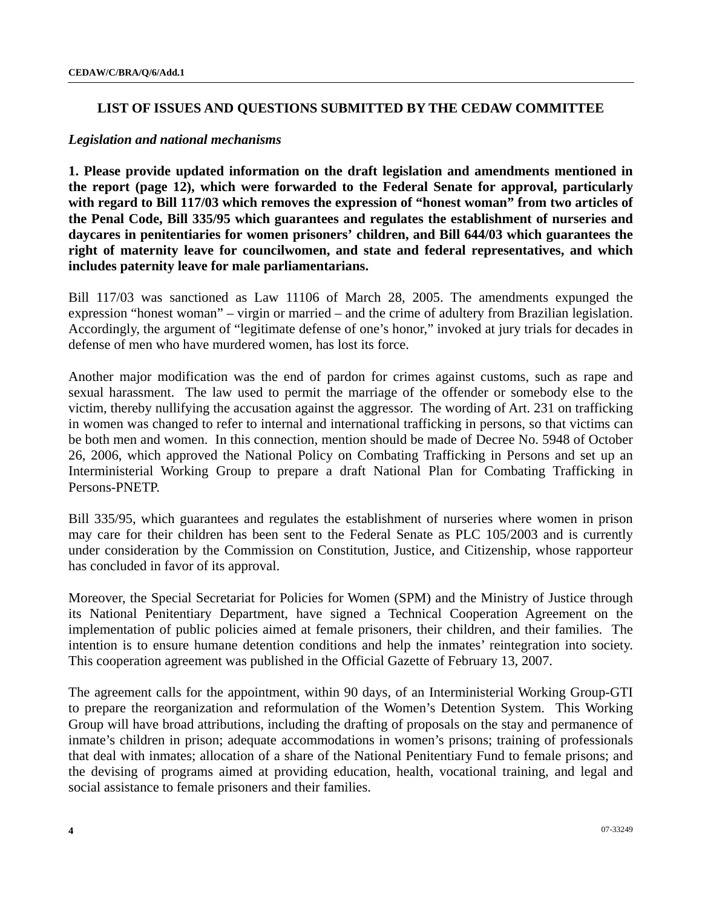## LIST OF ISSUES AND QUESTIONS SUBMITTED BY THE CEDAW COMMITTEE

### *Legislation and national mechanisms*

**1. Please provide updated information on the draft legislation and amendments mentioned in the report (page 12), which were forwarded to the Federal Senate for approval, particularly with regard to Bill 117/03 which removes the expression of "honest woman" from two articles of the Penal Code, Bill 335/95 which guarantees and regulates the establishment of nurseries and daycares in penitentiaries for women prisoners' children, and Bill 644/03 which guarantees the right of maternity leave for councilwomen, and state and federal representatives, and which includes paternity leave for male parliamentarians.**

Bill 117/03 was sanctioned as Law 11106 of March 28, 2005. The amendments expunged the expression "honest woman" – virgin or married – and the crime of adultery from Brazilian legislation. Accordingly, the argument of "legitimate defense of one's honor," invoked at jury trials for decades in defense of men who have murdered women, has lost its force.

Another major modification was the end of pardon for crimes against customs, such as rape and sexual harassment. The law used to permit the marriage of the offender or somebody else to the victim, thereby nullifying the accusation against the aggressor. The wording of Art. 231 on trafficking in women was changed to refer to internal and international trafficking in persons, so that victims can be both men and women. In this connection, mention should be made of Decree No. 5948 of October 26, 2006, which approved the National Policy on Combating Trafficking in Persons and set up an Interministerial Working Group to prepare a draft National Plan for Combating Trafficking in Persons-PNETP.

Bill 335/95, which guarantees and regulates the establishment of nurseries where women in prison may care for their children has been sent to the Federal Senate as PLC 105/2003 and is currently under consideration by the Commission on Constitution, Justice, and Citizenship, whose rapporteur has concluded in favor of its approval.

Moreover, the Special Secretariat for Policies for Women (SPM) and the Ministry of Justice through its National Penitentiary Department, have signed a Technical Cooperation Agreement on the implementation of public policies aimed at female prisoners, their children, and their families. The intention is to ensure humane detention conditions and help the inmates' reintegration into society. This cooperation agreement was published in the Official Gazette of February 13, 2007.

The agreement calls for the appointment, within 90 days, of an Interministerial Working Group-GTI to prepare the reorganization and reformulation of the Women's Detention System. This Working Group will have broad attributions, including the drafting of proposals on the stay and permanence of inmate's children in prison; adequate accommodations in women's prisons; training of professionals that deal with inmates; allocation of a share of the National Penitentiary Fund to female prisons; and the devising of programs aimed at providing education, health, vocational training, and legal and social assistance to female prisoners and their families.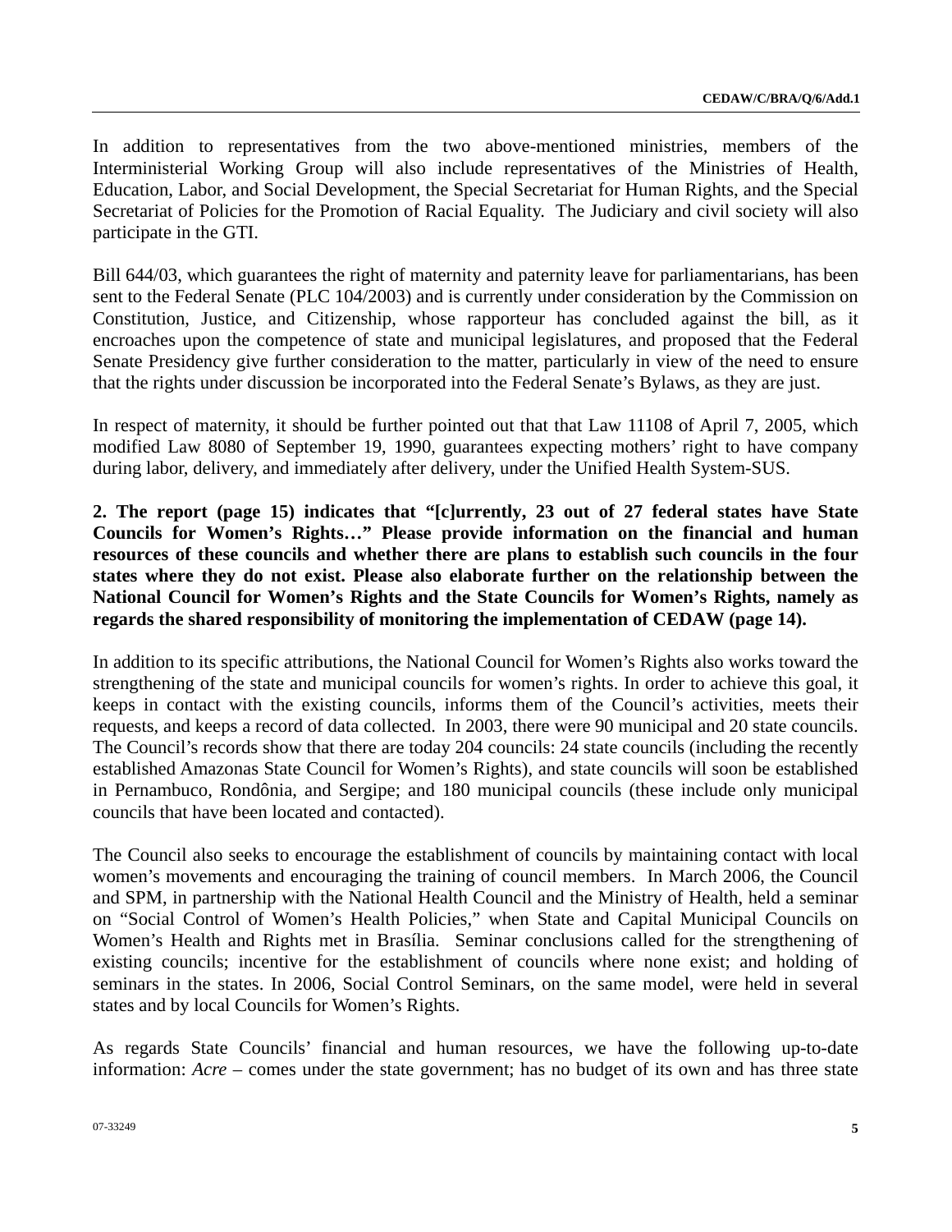In addition to representatives from the two above-mentioned ministries, members of the Interministerial Working Group will also include representatives of the Ministries of Health, Education, Labor, and Social Development, the Special Secretariat for Human Rights, and the Special Secretariat of Policies for the Promotion of Racial Equality. The Judiciary and civil society will also participate in the GTI.

Bill 644/03, which guarantees the right of maternity and paternity leave for parliamentarians, has been sent to the Federal Senate (PLC 104/2003) and is currently under consideration by the Commission on Constitution, Justice, and Citizenship, whose rapporteur has concluded against the bill, as it encroaches upon the competence of state and municipal legislatures, and proposed that the Federal Senate Presidency give further consideration to the matter, particularly in view of the need to ensure that the rights under discussion be incorporated into the Federal Senate's Bylaws, as they are just.

In respect of maternity, it should be further pointed out that that Law 11108 of April 7, 2005, which modified Law 8080 of September 19, 1990, guarantees expecting mothers' right to have company during labor, delivery, and immediately after delivery, under the Unified Health System-SUS.

**2. The report (page 15) indicates that "[c]urrently, 23 out of 27 federal states have State Councils for Women's Rights…" Please provide information on the financial and human resources of these councils and whether there are plans to establish such councils in the four states where they do not exist. Please also elaborate further on the relationship between the National Council for Women's Rights and the State Councils for Women's Rights, namely as regards the shared responsibility of monitoring the implementation of CEDAW (page 14).**

In addition to its specific attributions, the National Council for Women's Rights also works toward the strengthening of the state and municipal councils for women's rights. In order to achieve this goal, it keeps in contact with the existing councils, informs them of the Council's activities, meets their requests, and keeps a record of data collected. In 2003, there were 90 municipal and 20 state councils. The Council's records show that there are today 204 councils: 24 state councils (including the recently established Amazonas State Council for Women's Rights), and state councils will soon be established in Pernambuco, Rondônia, and Sergipe; and 180 municipal councils (these include only municipal councils that have been located and contacted).

The Council also seeks to encourage the establishment of councils by maintaining contact with local women's movements and encouraging the training of council members. In March 2006, the Council and SPM, in partnership with the National Health Council and the Ministry of Health, held a seminar on "Social Control of Women's Health Policies," when State and Capital Municipal Councils on Women's Health and Rights met in Brasília. Seminar conclusions called for the strengthening of existing councils; incentive for the establishment of councils where none exist; and holding of seminars in the states. In 2006, Social Control Seminars, on the same model, were held in several states and by local Councils for Women's Rights.

As regards State Councils' financial and human resources, we have the following up-to-date information: *Acre* – comes under the state government; has no budget of its own and has three state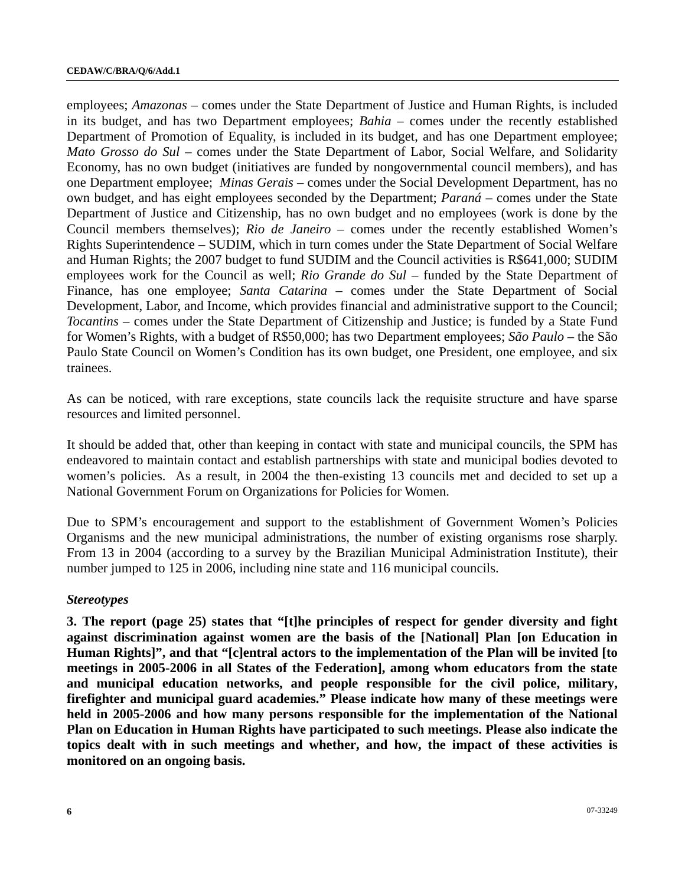employees; *Amazonas* – comes under the State Department of Justice and Human Rights, is included in its budget, and has two Department employees; *Bahia* – comes under the recently established Department of Promotion of Equality, is included in its budget, and has one Department employee; *Mato Grosso do Sul* – comes under the State Department of Labor, Social Welfare, and Solidarity Economy, has no own budget (initiatives are funded by nongovernmental council members), and has one Department employee; *Minas Gerais* – comes under the Social Development Department, has no own budget, and has eight employees seconded by the Department; *Paraná* – comes under the State Department of Justice and Citizenship, has no own budget and no employees (work is done by the Council members themselves); *Rio de Janeiro* – comes under the recently established Women's Rights Superintendence – SUDIM, which in turn comes under the State Department of Social Welfare and Human Rights; the 2007 budget to fund SUDIM and the Council activities is R$641,000; SUDIM employees work for the Council as well; *Rio Grande do Sul* – funded by the State Department of Finance, has one employee; *Santa Catarina* – comes under the State Department of Social Development, Labor, and Income, which provides financial and administrative support to the Council; *Tocantins* – comes under the State Department of Citizenship and Justice; is funded by a State Fund for Women's Rights, with a budget of R$50,000; has two Department employees; *São Paulo* – the São Paulo State Council on Women's Condition has its own budget, one President, one employee, and six trainees.

As can be noticed, with rare exceptions, state councils lack the requisite structure and have sparse resources and limited personnel.

It should be added that, other than keeping in contact with state and municipal councils, the SPM has endeavored to maintain contact and establish partnerships with state and municipal bodies devoted to women's policies. As a result, in 2004 the then-existing 13 councils met and decided to set up a National Government Forum on Organizations for Policies for Women.

Due to SPM's encouragement and support to the establishment of Government Women's Policies Organisms and the new municipal administrations, the number of existing organisms rose sharply. From 13 in 2004 (according to a survey by the Brazilian Municipal Administration Institute), their number jumped to 125 in 2006, including nine state and 116 municipal councils.

***Stereotypes***

**3. The report (page 25) states that "[t]he principles of respect for gender diversity and fight against discrimination against women are the basis of the [National] Plan [on Education in Human Rights]", and that "[c]entral actors to the implementation of the Plan will be invited [to meetings in 2005-2006 in all States of the Federation], among whom educators from the state and municipal education networks, and people responsible for the civil police, military, firefighter and municipal guard academies." Please indicate how many of these meetings were held in 2005-2006 and how many persons responsible for the implementation of the National Plan on Education in Human Rights have participated to such meetings. Please also indicate the topics dealt with in such meetings and whether, and how, the impact of these activities is monitored on an ongoing basis.**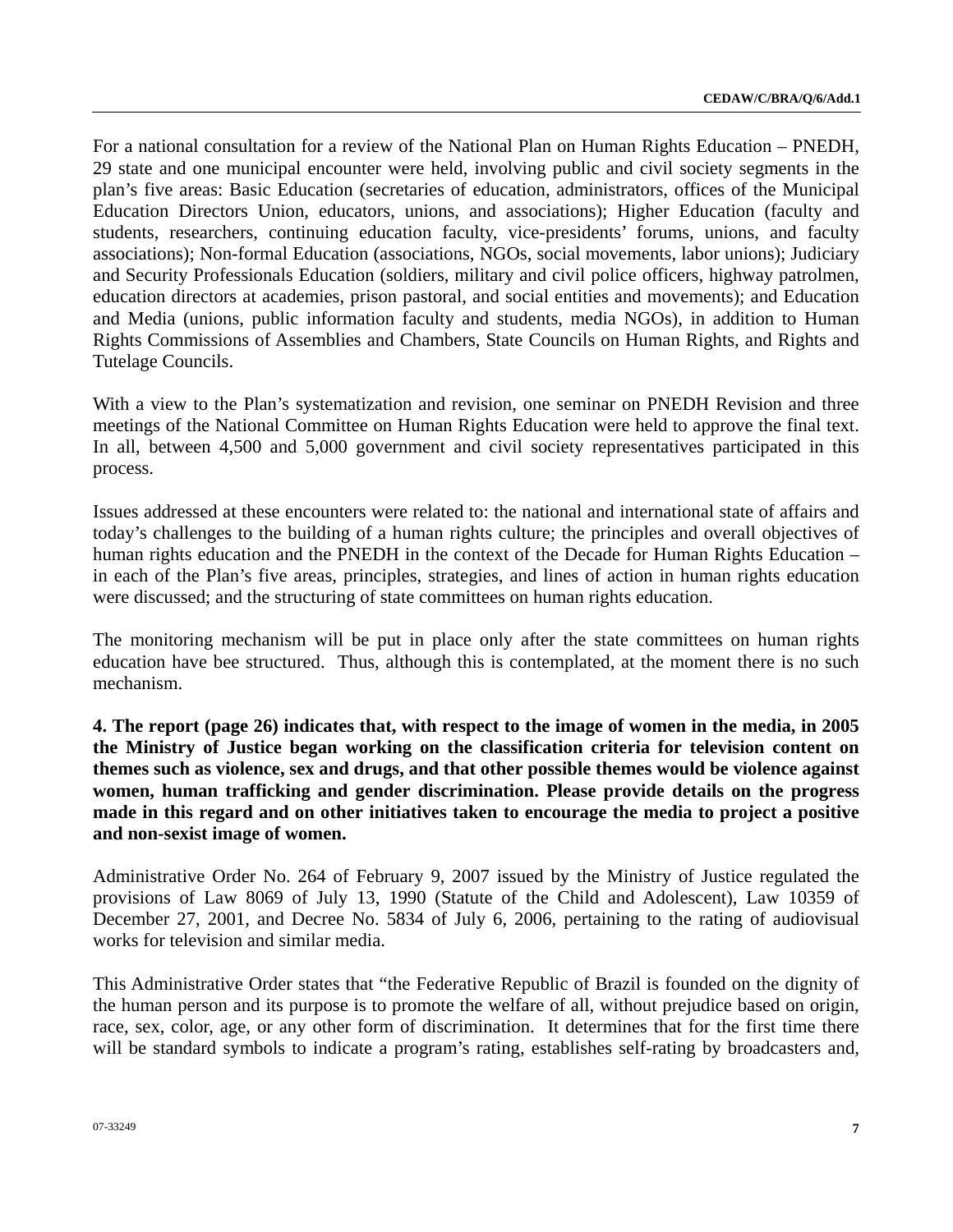For a national consultation for a review of the National Plan on Human Rights Education – PNEDH, 29 state and one municipal encounter were held, involving public and civil society segments in the plan's five areas: Basic Education (secretaries of education, administrators, offices of the Municipal Education Directors Union, educators, unions, and associations); Higher Education (faculty and students, researchers, continuing education faculty, vice-presidents' forums, unions, and faculty associations); Non-formal Education (associations, NGOs, social movements, labor unions); Judiciary and Security Professionals Education (soldiers, military and civil police officers, highway patrolmen, education directors at academies, prison pastoral, and social entities and movements); and Education and Media (unions, public information faculty and students, media NGOs), in addition to Human Rights Commissions of Assemblies and Chambers, State Councils on Human Rights, and Rights and Tutelage Councils.

With a view to the Plan's systematization and revision, one seminar on PNEDH Revision and three meetings of the National Committee on Human Rights Education were held to approve the final text. In all, between 4,500 and 5,000 government and civil society representatives participated in this process.

Issues addressed at these encounters were related to: the national and international state of affairs and today's challenges to the building of a human rights culture; the principles and overall objectives of human rights education and the PNEDH in the context of the Decade for Human Rights Education – in each of the Plan's five areas, principles, strategies, and lines of action in human rights education were discussed; and the structuring of state committees on human rights education.

The monitoring mechanism will be put in place only after the state committees on human rights education have bee structured. Thus, although this is contemplated, at the moment there is no such mechanism.

**4. The report (page 26) indicates that, with respect to the image of women in the media, in 2005 the Ministry of Justice began working on the classification criteria for television content on themes such as violence, sex and drugs, and that other possible themes would be violence against women, human trafficking and gender discrimination. Please provide details on the progress made in this regard and on other initiatives taken to encourage the media to project a positive and non-sexist image of women.**

Administrative Order No. 264 of February 9, 2007 issued by the Ministry of Justice regulated the provisions of Law 8069 of July 13, 1990 (Statute of the Child and Adolescent), Law 10359 of December 27, 2001, and Decree No. 5834 of July 6, 2006, pertaining to the rating of audiovisual works for television and similar media.

This Administrative Order states that "the Federative Republic of Brazil is founded on the dignity of the human person and its purpose is to promote the welfare of all, without prejudice based on origin, race, sex, color, age, or any other form of discrimination. It determines that for the first time there will be standard symbols to indicate a program's rating, establishes self-rating by broadcasters and,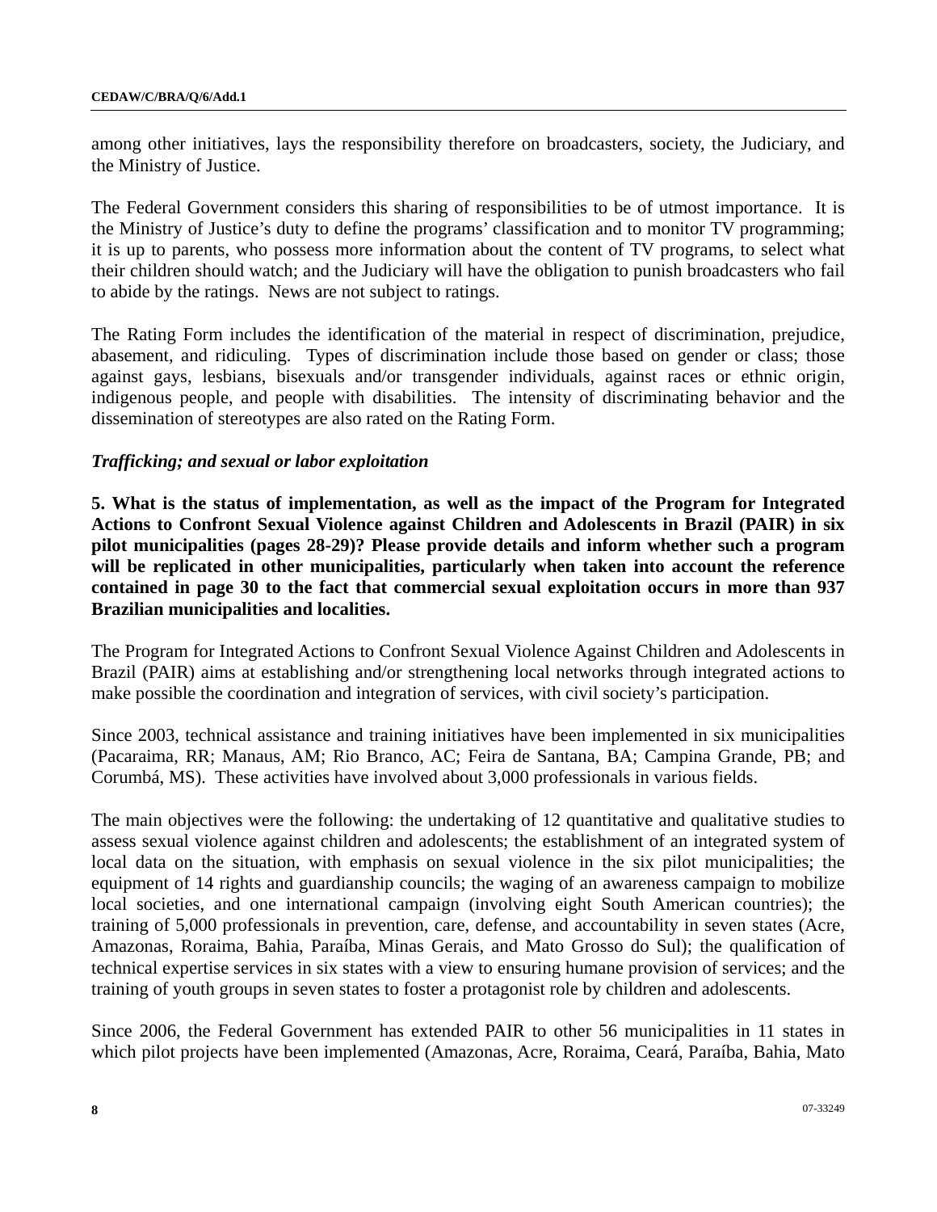among other initiatives, lays the responsibility therefore on broadcasters, society, the Judiciary, and the Ministry of Justice.

The Federal Government considers this sharing of responsibilities to be of utmost importance. It is the Ministry of Justice's duty to define the programs' classification and to monitor TV programming; it is up to parents, who possess more information about the content of TV programs, to select what their children should watch; and the Judiciary will have the obligation to punish broadcasters who fail to abide by the ratings. News are not subject to ratings.

The Rating Form includes the identification of the material in respect of discrimination, prejudice, abasement, and ridiculing. Types of discrimination include those based on gender or class; those against gays, lesbians, bisexuals and/or transgender individuals, against races or ethnic origin, indigenous people, and people with disabilities. The intensity of discriminating behavior and the dissemination of stereotypes are also rated on the Rating Form.

### *Trafficking; and sexual or labor exploitation*

**5. What is the status of implementation, as well as the impact of the Program for Integrated Actions to Confront Sexual Violence against Children and Adolescents in Brazil (PAIR) in six pilot municipalities (pages 28-29)? Please provide details and inform whether such a program will be replicated in other municipalities, particularly when taken into account the reference contained in page 30 to the fact that commercial sexual exploitation occurs in more than 937 Brazilian municipalities and localities.**

The Program for Integrated Actions to Confront Sexual Violence Against Children and Adolescents in Brazil (PAIR) aims at establishing and/or strengthening local networks through integrated actions to make possible the coordination and integration of services, with civil society's participation.

Since 2003, technical assistance and training initiatives have been implemented in six municipalities (Pacaraima, RR; Manaus, AM; Rio Branco, AC; Feira de Santana, BA; Campina Grande, PB; and Corumbá, MS). These activities have involved about 3,000 professionals in various fields.

The main objectives were the following: the undertaking of 12 quantitative and qualitative studies to assess sexual violence against children and adolescents; the establishment of an integrated system of local data on the situation, with emphasis on sexual violence in the six pilot municipalities; the equipment of 14 rights and guardianship councils; the waging of an awareness campaign to mobilize local societies, and one international campaign (involving eight South American countries); the training of 5,000 professionals in prevention, care, defense, and accountability in seven states (Acre, Amazonas, Roraima, Bahia, Paraíba, Minas Gerais, and Mato Grosso do Sul); the qualification of technical expertise services in six states with a view to ensuring humane provision of services; and the training of youth groups in seven states to foster a protagonist role by children and adolescents.

Since 2006, the Federal Government has extended PAIR to other 56 municipalities in 11 states in which pilot projects have been implemented (Amazonas, Acre, Roraima, Ceará, Paraíba, Bahia, Mato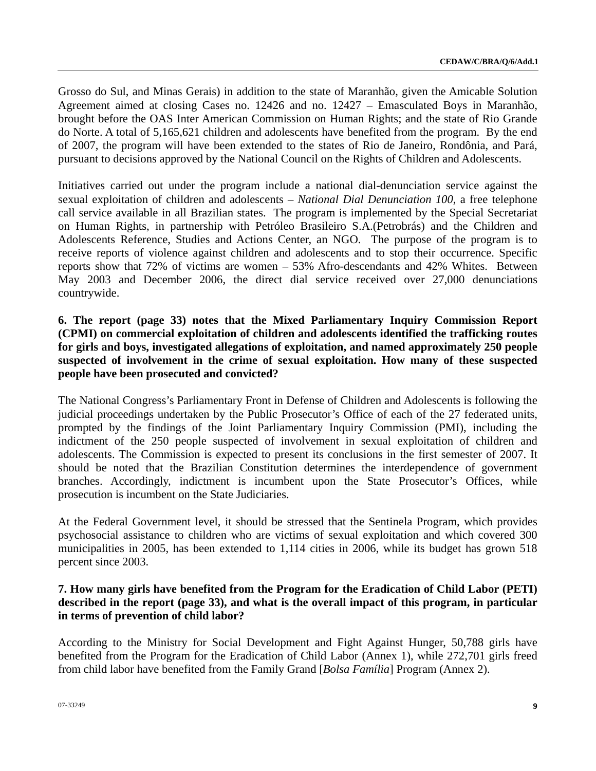Grosso do Sul, and Minas Gerais) in addition to the state of Maranhão, given the Amicable Solution Agreement aimed at closing Cases no. 12426 and no. 12427 – Emasculated Boys in Maranhão, brought before the OAS Inter American Commission on Human Rights; and the state of Rio Grande do Norte. A total of 5,165,621 children and adolescents have benefited from the program. By the end of 2007, the program will have been extended to the states of Rio de Janeiro, Rondônia, and Pará, pursuant to decisions approved by the National Council on the Rights of Children and Adolescents.

Initiatives carried out under the program include a national dial-denunciation service against the sexual exploitation of children and adolescents – *National Dial Denunciation 100*, a free telephone call service available in all Brazilian states. The program is implemented by the Special Secretariat on Human Rights, in partnership with Petróleo Brasileiro S.A.(Petrobrás) and the Children and Adolescents Reference, Studies and Actions Center, an NGO. The purpose of the program is to receive reports of violence against children and adolescents and to stop their occurrence. Specific reports show that 72% of victims are women – 53% Afro-descendants and 42% Whites. Between May 2003 and December 2006, the direct dial service received over 27,000 denunciations countrywide.

**6. The report (page 33) notes that the Mixed Parliamentary Inquiry Commission Report (CPMI) on commercial exploitation of children and adolescents identified the trafficking routes for girls and boys, investigated allegations of exploitation, and named approximately 250 people suspected of involvement in the crime of sexual exploitation. How many of these suspected people have been prosecuted and convicted?**

The National Congress's Parliamentary Front in Defense of Children and Adolescents is following the judicial proceedings undertaken by the Public Prosecutor's Office of each of the 27 federated units, prompted by the findings of the Joint Parliamentary Inquiry Commission (PMI), including the indictment of the 250 people suspected of involvement in sexual exploitation of children and adolescents. The Commission is expected to present its conclusions in the first semester of 2007. It should be noted that the Brazilian Constitution determines the interdependence of government branches. Accordingly, indictment is incumbent upon the State Prosecutor's Offices, while prosecution is incumbent on the State Judiciaries.

At the Federal Government level, it should be stressed that the Sentinela Program, which provides psychosocial assistance to children who are victims of sexual exploitation and which covered 300 municipalities in 2005, has been extended to 1,114 cities in 2006, while its budget has grown 518 percent since 2003.

**7. How many girls have benefited from the Program for the Eradication of Child Labor (PETI) described in the report (page 33), and what is the overall impact of this program, in particular in terms of prevention of child labor?**

According to the Ministry for Social Development and Fight Against Hunger, 50,788 girls have benefited from the Program for the Eradication of Child Labor (Annex 1), while 272,701 girls freed from child labor have benefited from the Family Grand [*Bolsa Família*] Program (Annex 2).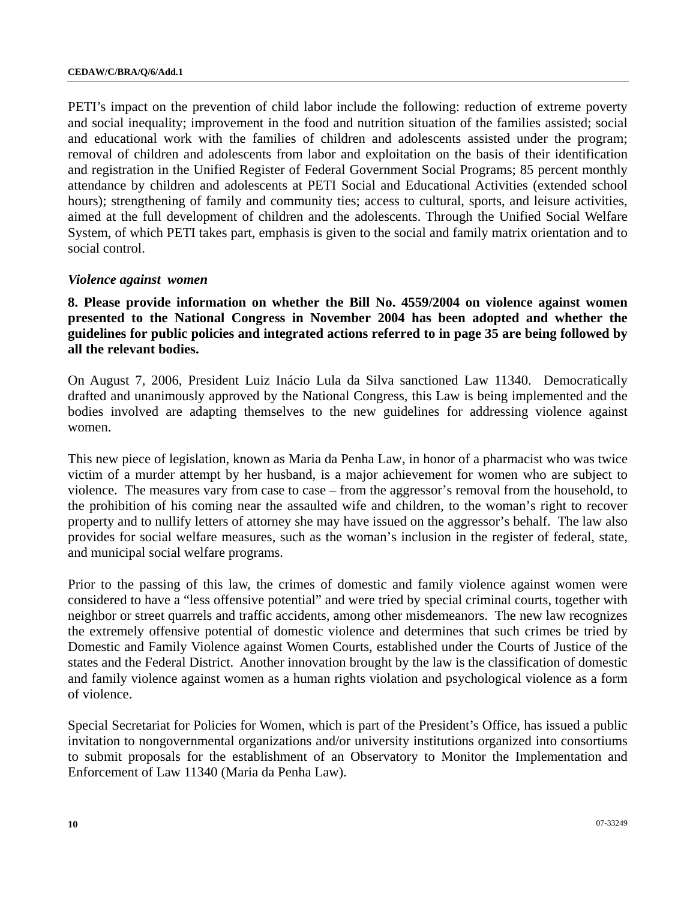PETI's impact on the prevention of child labor include the following: reduction of extreme poverty and social inequality; improvement in the food and nutrition situation of the families assisted; social and educational work with the families of children and adolescents assisted under the program; removal of children and adolescents from labor and exploitation on the basis of their identification and registration in the Unified Register of Federal Government Social Programs; 85 percent monthly attendance by children and adolescents at PETI Social and Educational Activities (extended school hours); strengthening of family and community ties; access to cultural, sports, and leisure activities, aimed at the full development of children and the adolescents. Through the Unified Social Welfare System, of which PETI takes part, emphasis is given to the social and family matrix orientation and to social control.

***Violence against women***

**8. Please provide information on whether the Bill No. 4559/2004 on violence against women presented to the National Congress in November 2004 has been adopted and whether the guidelines for public policies and integrated actions referred to in page 35 are being followed by all the relevant bodies.**

On August 7, 2006, President Luiz Inácio Lula da Silva sanctioned Law 11340. Democratically drafted and unanimously approved by the National Congress, this Law is being implemented and the bodies involved are adapting themselves to the new guidelines for addressing violence against women.

This new piece of legislation, known as Maria da Penha Law, in honor of a pharmacist who was twice victim of a murder attempt by her husband, is a major achievement for women who are subject to violence. The measures vary from case to case – from the aggressor's removal from the household, to the prohibition of his coming near the assaulted wife and children, to the woman's right to recover property and to nullify letters of attorney she may have issued on the aggressor's behalf. The law also provides for social welfare measures, such as the woman's inclusion in the register of federal, state, and municipal social welfare programs.

Prior to the passing of this law, the crimes of domestic and family violence against women were considered to have a "less offensive potential" and were tried by special criminal courts, together with neighbor or street quarrels and traffic accidents, among other misdemeanors. The new law recognizes the extremely offensive potential of domestic violence and determines that such crimes be tried by Domestic and Family Violence against Women Courts, established under the Courts of Justice of the states and the Federal District. Another innovation brought by the law is the classification of domestic and family violence against women as a human rights violation and psychological violence as a form of violence.

Special Secretariat for Policies for Women, which is part of the President's Office, has issued a public invitation to nongovernmental organizations and/or university institutions organized into consortiums to submit proposals for the establishment of an Observatory to Monitor the Implementation and Enforcement of Law 11340 (Maria da Penha Law).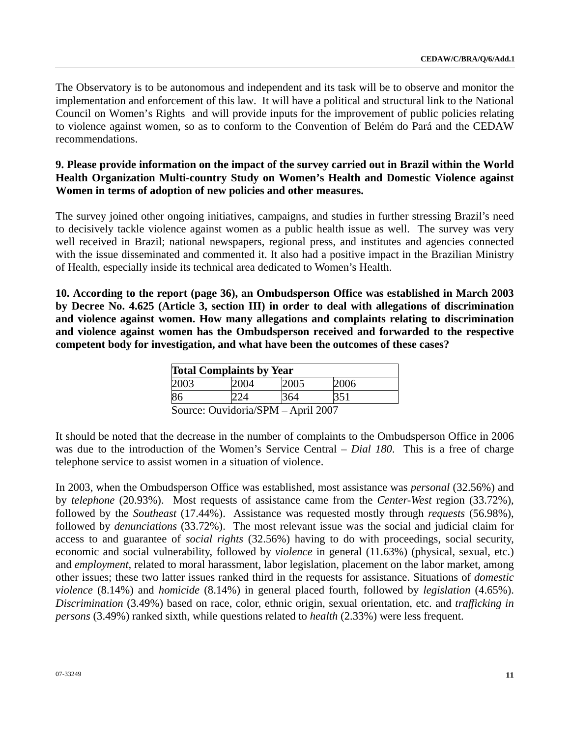The Observatory is to be autonomous and independent and its task will be to observe and monitor the implementation and enforcement of this law. It will have a political and structural link to the National Council on Women's Rights and will provide inputs for the improvement of public policies relating to violence against women, so as to conform to the Convention of Belém do Pará and the CEDAW recommendations.

**9. Please provide information on the impact of the survey carried out in Brazil within the World Health Organization Multi-country Study on Women's Health and Domestic Violence against Women in terms of adoption of new policies and other measures.**

The survey joined other ongoing initiatives, campaigns, and studies in further stressing Brazil's need to decisively tackle violence against women as a public health issue as well. The survey was very well received in Brazil; national newspapers, regional press, and institutes and agencies connected with the issue disseminated and commented it. It also had a positive impact in the Brazilian Ministry of Health, especially inside its technical area dedicated to Women's Health.

**10. According to the report (page 36), an Ombudsperson Office was established in March 2003 by Decree No. 4.625 (Article 3, section III) in order to deal with allegations of discrimination and violence against women. How many allegations and complaints relating to discrimination and violence against women has the Ombudsperson received and forwarded to the respective competent body for investigation, and what have been the outcomes of these cases?**

| **Total Complaints by Year** | | | |
|---|---|---|---|
| 2003 | 2004 | 2005 | 2006 |
| 86 | 224 | 364 | 351 |

Source: Ouvidoria/SPM – April 2007

It should be noted that the decrease in the number of complaints to the Ombudsperson Office in 2006 was due to the introduction of the Women's Service Central – *Dial 180*. This is a free of charge telephone service to assist women in a situation of violence.

In 2003, when the Ombudsperson Office was established, most assistance was *personal* (32.56%) and by *telephone* (20.93%). Most requests of assistance came from the *Center-West* region (33.72%), followed by the *Southeast* (17.44%). Assistance was requested mostly through *requests* (56.98%), followed by *denunciations* (33.72%). The most relevant issue was the social and judicial claim for access to and guarantee of *social rights* (32.56%) having to do with proceedings, social security, economic and social vulnerability, followed by *violence* in general (11.63%) (physical, sexual, etc.) and *employment*, related to moral harassment, labor legislation, placement on the labor market, among other issues; these two latter issues ranked third in the requests for assistance. Situations of *domestic violence* (8.14%) and *homicide* (8.14%) in general placed fourth, followed by *legislation* (4.65%). *Discrimination* (3.49%) based on race, color, ethnic origin, sexual orientation, etc. and *trafficking in persons* (3.49%) ranked sixth, while questions related to *health* (2.33%) were less frequent.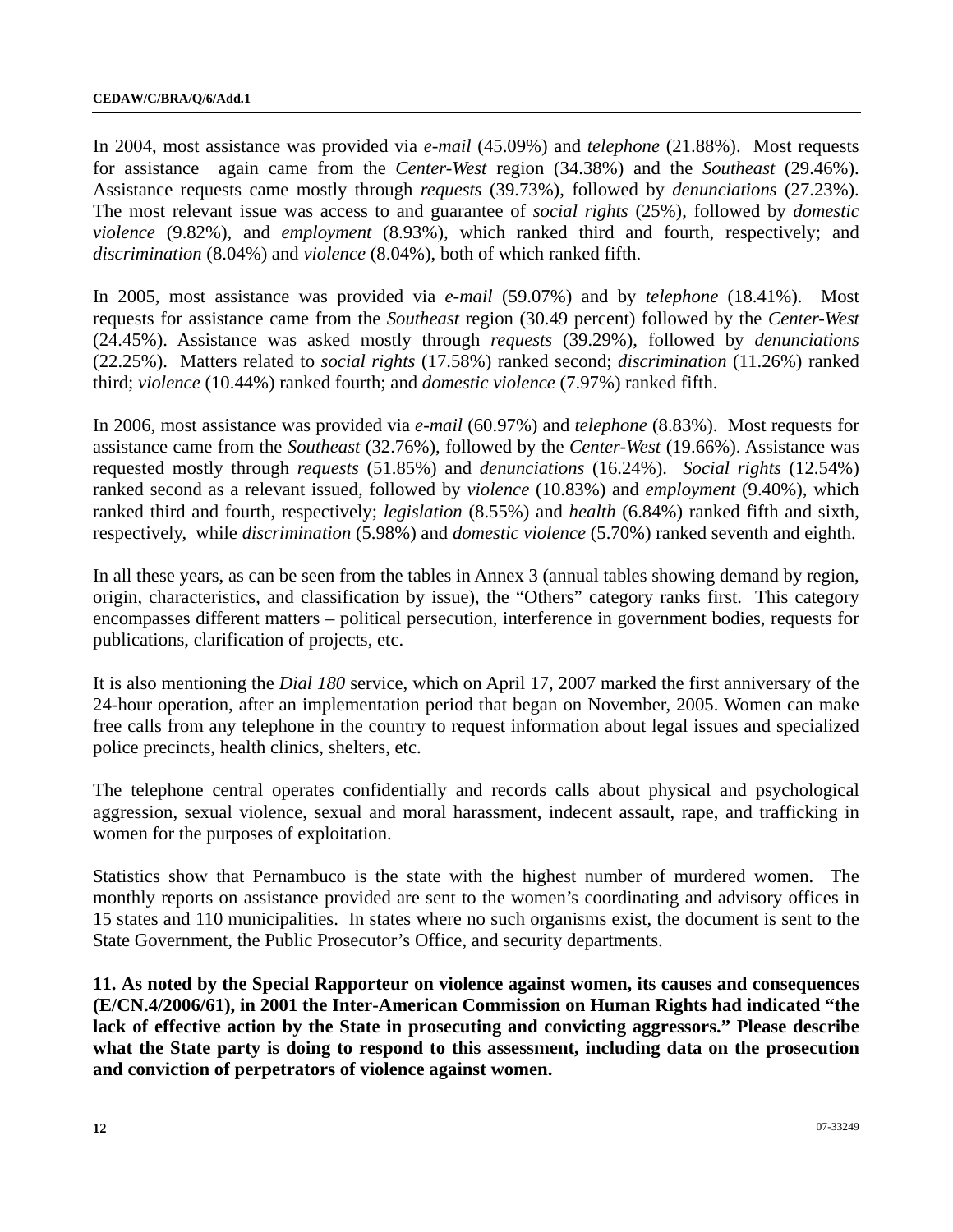In 2004, most assistance was provided via *e-mail* (45.09%) and *telephone* (21.88%). Most requests for assistance again came from the *Center-West* region (34.38%) and the *Southeast* (29.46%). Assistance requests came mostly through *requests* (39.73%), followed by *denunciations* (27.23%). The most relevant issue was access to and guarantee of *social rights* (25%), followed by *domestic violence* (9.82%), and *employment* (8.93%), which ranked third and fourth, respectively; and *discrimination* (8.04%) and *violence* (8.04%), both of which ranked fifth.

In 2005, most assistance was provided via *e-mail* (59.07%) and by *telephone* (18.41%). Most requests for assistance came from the *Southeast* region (30.49 percent) followed by the *Center-West* (24.45%). Assistance was asked mostly through *requests* (39.29%), followed by *denunciations* (22.25%). Matters related to *social rights* (17.58%) ranked second; *discrimination* (11.26%) ranked third; *violence* (10.44%) ranked fourth; and *domestic violence* (7.97%) ranked fifth.

In 2006, most assistance was provided via *e-mail* (60.97%) and *telephone* (8.83%). Most requests for assistance came from the *Southeast* (32.76%), followed by the *Center-West* (19.66%). Assistance was requested mostly through *requests* (51.85%) and *denunciations* (16.24%). *Social rights* (12.54%) ranked second as a relevant issued, followed by *violence* (10.83%) and *employment* (9.40%), which ranked third and fourth, respectively; *legislation* (8.55%) and *health* (6.84%) ranked fifth and sixth, respectively, while *discrimination* (5.98%) and *domestic violence* (5.70%) ranked seventh and eighth.

In all these years, as can be seen from the tables in Annex 3 (annual tables showing demand by region, origin, characteristics, and classification by issue), the "Others" category ranks first. This category encompasses different matters – political persecution, interference in government bodies, requests for publications, clarification of projects, etc.

It is also mentioning the *Dial 180* service, which on April 17, 2007 marked the first anniversary of the 24-hour operation, after an implementation period that began on November, 2005. Women can make free calls from any telephone in the country to request information about legal issues and specialized police precincts, health clinics, shelters, etc.

The telephone central operates confidentially and records calls about physical and psychological aggression, sexual violence, sexual and moral harassment, indecent assault, rape, and trafficking in women for the purposes of exploitation.

Statistics show that Pernambuco is the state with the highest number of murdered women. The monthly reports on assistance provided are sent to the women's coordinating and advisory offices in 15 states and 110 municipalities. In states where no such organisms exist, the document is sent to the State Government, the Public Prosecutor's Office, and security departments.

**11. As noted by the Special Rapporteur on violence against women, its causes and consequences (E/CN.4/2006/61), in 2001 the Inter-American Commission on Human Rights had indicated "the lack of effective action by the State in prosecuting and convicting aggressors." Please describe what the State party is doing to respond to this assessment, including data on the prosecution and conviction of perpetrators of violence against women.**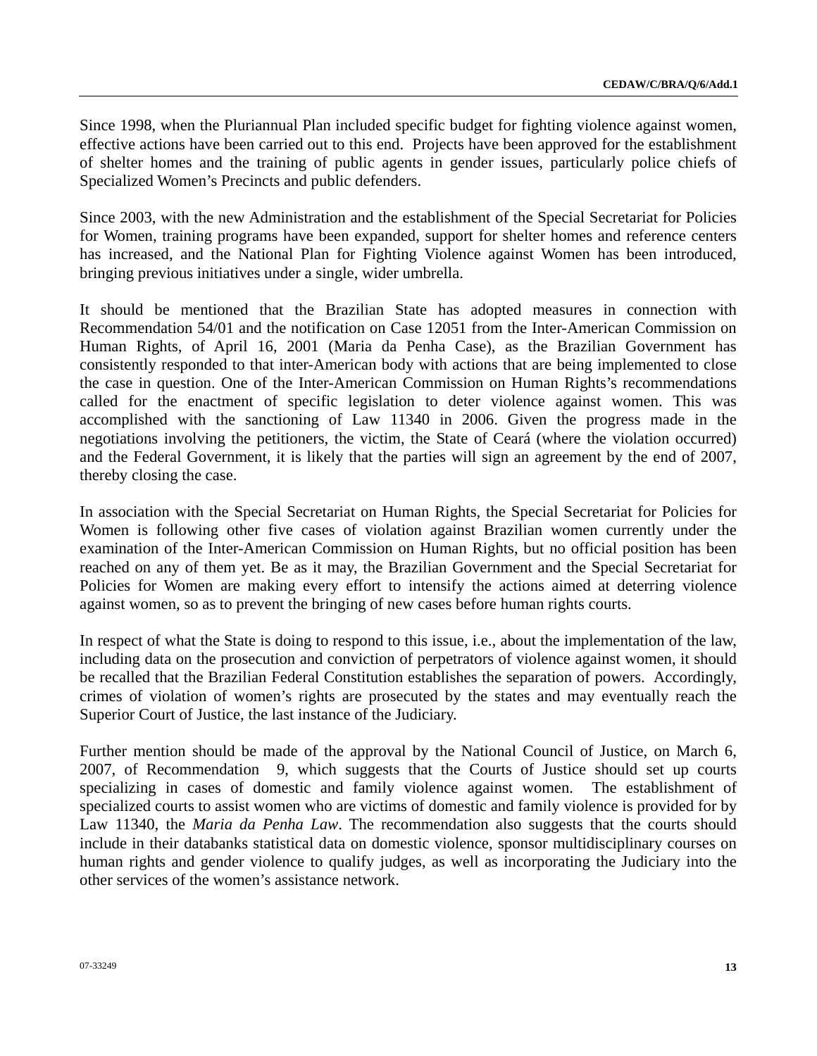Since 1998, when the Pluriannual Plan included specific budget for fighting violence against women, effective actions have been carried out to this end. Projects have been approved for the establishment of shelter homes and the training of public agents in gender issues, particularly police chiefs of Specialized Women's Precincts and public defenders.

Since 2003, with the new Administration and the establishment of the Special Secretariat for Policies for Women, training programs have been expanded, support for shelter homes and reference centers has increased, and the National Plan for Fighting Violence against Women has been introduced, bringing previous initiatives under a single, wider umbrella.

It should be mentioned that the Brazilian State has adopted measures in connection with Recommendation 54/01 and the notification on Case 12051 from the Inter-American Commission on Human Rights, of April 16, 2001 (Maria da Penha Case), as the Brazilian Government has consistently responded to that inter-American body with actions that are being implemented to close the case in question. One of the Inter-American Commission on Human Rights's recommendations called for the enactment of specific legislation to deter violence against women. This was accomplished with the sanctioning of Law 11340 in 2006. Given the progress made in the negotiations involving the petitioners, the victim, the State of Ceará (where the violation occurred) and the Federal Government, it is likely that the parties will sign an agreement by the end of 2007, thereby closing the case.

In association with the Special Secretariat on Human Rights, the Special Secretariat for Policies for Women is following other five cases of violation against Brazilian women currently under the examination of the Inter-American Commission on Human Rights, but no official position has been reached on any of them yet. Be as it may, the Brazilian Government and the Special Secretariat for Policies for Women are making every effort to intensify the actions aimed at deterring violence against women, so as to prevent the bringing of new cases before human rights courts.

In respect of what the State is doing to respond to this issue, i.e., about the implementation of the law, including data on the prosecution and conviction of perpetrators of violence against women, it should be recalled that the Brazilian Federal Constitution establishes the separation of powers. Accordingly, crimes of violation of women's rights are prosecuted by the states and may eventually reach the Superior Court of Justice, the last instance of the Judiciary.

Further mention should be made of the approval by the National Council of Justice, on March 6, 2007, of Recommendation 9, which suggests that the Courts of Justice should set up courts specializing in cases of domestic and family violence against women. The establishment of specialized courts to assist women who are victims of domestic and family violence is provided for by Law 11340, the *Maria da Penha Law*. The recommendation also suggests that the courts should include in their databanks statistical data on domestic violence, sponsor multidisciplinary courses on human rights and gender violence to qualify judges, as well as incorporating the Judiciary into the other services of the women's assistance network.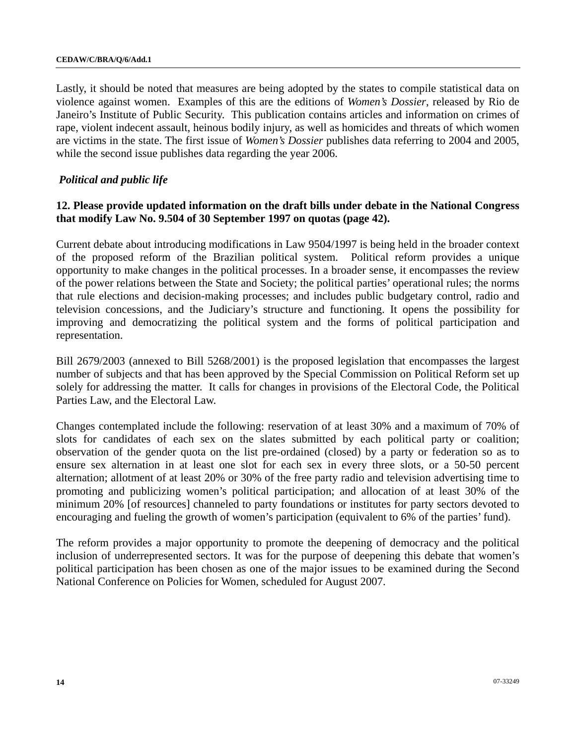Lastly, it should be noted that measures are being adopted by the states to compile statistical data on violence against women. Examples of this are the editions of *Women's Dossier*, released by Rio de Janeiro's Institute of Public Security. This publication contains articles and information on crimes of rape, violent indecent assault, heinous bodily injury, as well as homicides and threats of which women are victims in the state. The first issue of *Women's Dossier* publishes data referring to 2004 and 2005, while the second issue publishes data regarding the year 2006.

### *Political and public life*

**12. Please provide updated information on the draft bills under debate in the National Congress that modify Law No. 9.504 of 30 September 1997 on quotas (page 42).**

Current debate about introducing modifications in Law 9504/1997 is being held in the broader context of the proposed reform of the Brazilian political system. Political reform provides a unique opportunity to make changes in the political processes. In a broader sense, it encompasses the review of the power relations between the State and Society; the political parties' operational rules; the norms that rule elections and decision-making processes; and includes public budgetary control, radio and television concessions, and the Judiciary's structure and functioning. It opens the possibility for improving and democratizing the political system and the forms of political participation and representation.

Bill 2679/2003 (annexed to Bill 5268/2001) is the proposed legislation that encompasses the largest number of subjects and that has been approved by the Special Commission on Political Reform set up solely for addressing the matter. It calls for changes in provisions of the Electoral Code, the Political Parties Law, and the Electoral Law.

Changes contemplated include the following: reservation of at least 30% and a maximum of 70% of slots for candidates of each sex on the slates submitted by each political party or coalition; observation of the gender quota on the list pre-ordained (closed) by a party or federation so as to ensure sex alternation in at least one slot for each sex in every three slots, or a 50-50 percent alternation; allotment of at least 20% or 30% of the free party radio and television advertising time to promoting and publicizing women's political participation; and allocation of at least 30% of the minimum 20% [of resources] channeled to party foundations or institutes for party sectors devoted to encouraging and fueling the growth of women's participation (equivalent to 6% of the parties' fund).

The reform provides a major opportunity to promote the deepening of democracy and the political inclusion of underrepresented sectors. It was for the purpose of deepening this debate that women's political participation has been chosen as one of the major issues to be examined during the Second National Conference on Policies for Women, scheduled for August 2007.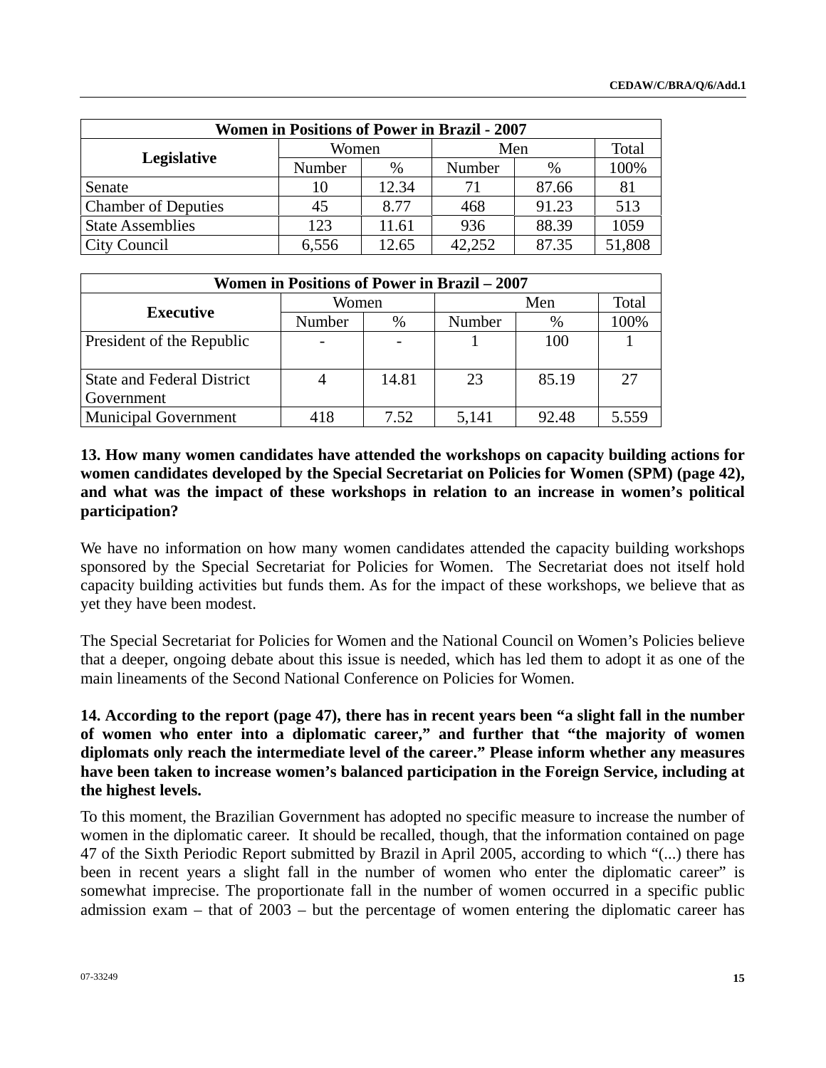| Women in Positions of Power in Brazil - 2007 | | | | | |
|---|---|---|---|---|---|
| **Legislative** | Women | | Men | | Total |
| | Number | % | Number | % | 100% |
| Senate | 10 | 12.34 | 71 | 87.66 | 81 |
| Chamber of Deputies | 45 | 8.77 | 468 | 91.23 | 513 |
| State Assemblies | 123 | 11.61 | 936 | 88.39 | 1059 |
| City Council | 6,556 | 12.65 | 42,252 | 87.35 | 51,808 |

| Women in Positions of Power in Brazil – 2007 | | | | | |
|---|---|---|---|---|---|
| **Executive** | Women | | Men | | Total |
| | Number | % | Number | % | 100% |
| President of the Republic | - | - | 1 | 100 | 1 |
| State and Federal District Government | 4 | 14.81 | 23 | 85.19 | 27 |
| Municipal Government | 418 | 7.52 | 5,141 | 92.48 | 5.559 |

**13. How many women candidates have attended the workshops on capacity building actions for women candidates developed by the Special Secretariat on Policies for Women (SPM) (page 42), and what was the impact of these workshops in relation to an increase in women's political participation?**

We have no information on how many women candidates attended the capacity building workshops sponsored by the Special Secretariat for Policies for Women. The Secretariat does not itself hold capacity building activities but funds them. As for the impact of these workshops, we believe that as yet they have been modest.

The Special Secretariat for Policies for Women and the National Council on Women's Policies believe that a deeper, ongoing debate about this issue is needed, which has led them to adopt it as one of the main lineaments of the Second National Conference on Policies for Women.

**14. According to the report (page 47), there has in recent years been "a slight fall in the number of women who enter into a diplomatic career," and further that "the majority of women diplomats only reach the intermediate level of the career." Please inform whether any measures have been taken to increase women's balanced participation in the Foreign Service, including at the highest levels.**

To this moment, the Brazilian Government has adopted no specific measure to increase the number of women in the diplomatic career. It should be recalled, though, that the information contained on page 47 of the Sixth Periodic Report submitted by Brazil in April 2005, according to which "(...) there has been in recent years a slight fall in the number of women who enter the diplomatic career" is somewhat imprecise. The proportionate fall in the number of women occurred in a specific public admission exam – that of 2003 – but the percentage of women entering the diplomatic career has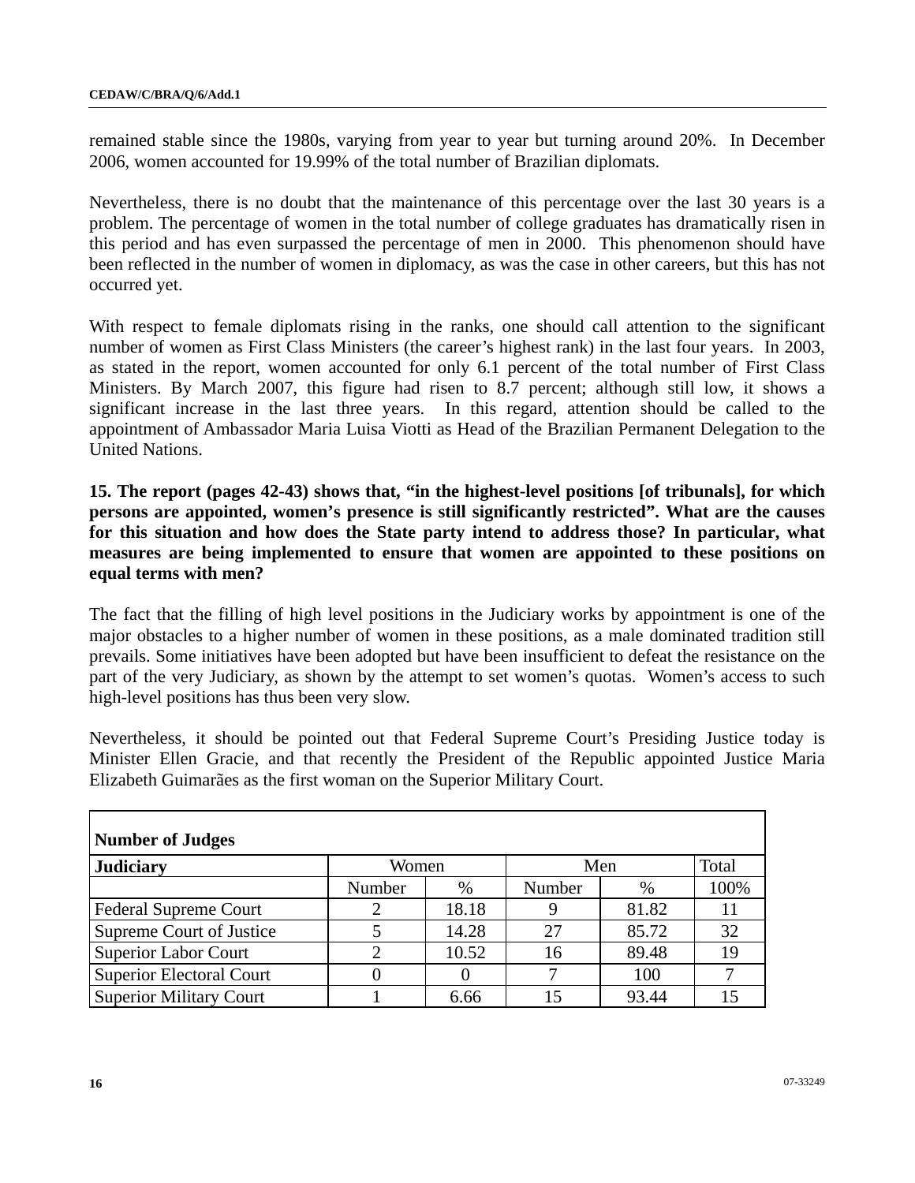remained stable since the 1980s, varying from year to year but turning around 20%. In December 2006, women accounted for 19.99% of the total number of Brazilian diplomats.

Nevertheless, there is no doubt that the maintenance of this percentage over the last 30 years is a problem. The percentage of women in the total number of college graduates has dramatically risen in this period and has even surpassed the percentage of men in 2000. This phenomenon should have been reflected in the number of women in diplomacy, as was the case in other careers, but this has not occurred yet.

With respect to female diplomats rising in the ranks, one should call attention to the significant number of women as First Class Ministers (the career's highest rank) in the last four years. In 2003, as stated in the report, women accounted for only 6.1 percent of the total number of First Class Ministers. By March 2007, this figure had risen to 8.7 percent; although still low, it shows a significant increase in the last three years. In this regard, attention should be called to the appointment of Ambassador Maria Luisa Viotti as Head of the Brazilian Permanent Delegation to the United Nations.

**15. The report (pages 42-43) shows that, "in the highest-level positions [of tribunals], for which persons are appointed, women's presence is still significantly restricted". What are the causes for this situation and how does the State party intend to address those? In particular, what measures are being implemented to ensure that women are appointed to these positions on equal terms with men?**

The fact that the filling of high level positions in the Judiciary works by appointment is one of the major obstacles to a higher number of women in these positions, as a male dominated tradition still prevails. Some initiatives have been adopted but have been insufficient to defeat the resistance on the part of the very Judiciary, as shown by the attempt to set women's quotas. Women's access to such high-level positions has thus been very slow.

Nevertheless, it should be pointed out that Federal Supreme Court's Presiding Justice today is Minister Ellen Gracie, and that recently the President of the Republic appointed Justice Maria Elizabeth Guimarães as the first woman on the Superior Military Court.

**Number of Judges**

| **Judiciary** | Women | | Men | | Total |
|---|---|---|---|---|---|
| | Number | % | Number | % | 100% |
| Federal Supreme Court | 2 | 18.18 | 9 | 81.82 | 11 |
| Supreme Court of Justice | 5 | 14.28 | 27 | 85.72 | 32 |
| Superior Labor Court | 2 | 10.52 | 16 | 89.48 | 19 |
| Superior Electoral Court | 0 | 0 | 7 | 100 | 7 |
| Superior Military Court | 1 | 6.66 | 15 | 93.44 | 15 |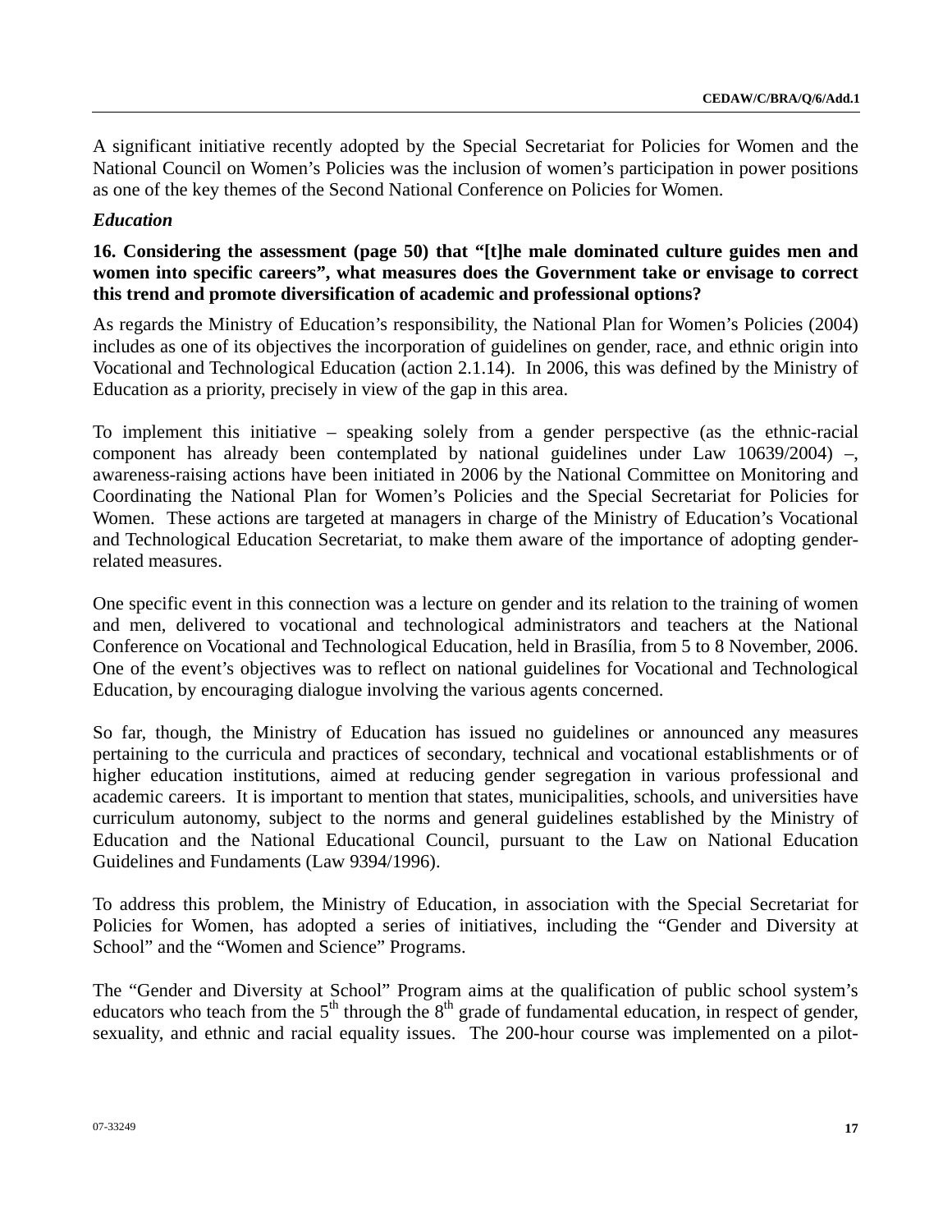A significant initiative recently adopted by the Special Secretariat for Policies for Women and the National Council on Women's Policies was the inclusion of women's participation in power positions as one of the key themes of the Second National Conference on Policies for Women.

### *Education*

**16. Considering the assessment (page 50) that "[t]he male dominated culture guides men and women into specific careers", what measures does the Government take or envisage to correct this trend and promote diversification of academic and professional options?**

As regards the Ministry of Education's responsibility, the National Plan for Women's Policies (2004) includes as one of its objectives the incorporation of guidelines on gender, race, and ethnic origin into Vocational and Technological Education (action 2.1.14). In 2006, this was defined by the Ministry of Education as a priority, precisely in view of the gap in this area.

To implement this initiative – speaking solely from a gender perspective (as the ethnic-racial component has already been contemplated by national guidelines under Law 10639/2004) –, awareness-raising actions have been initiated in 2006 by the National Committee on Monitoring and Coordinating the National Plan for Women's Policies and the Special Secretariat for Policies for Women. These actions are targeted at managers in charge of the Ministry of Education's Vocational and Technological Education Secretariat, to make them aware of the importance of adopting gender-related measures.

One specific event in this connection was a lecture on gender and its relation to the training of women and men, delivered to vocational and technological administrators and teachers at the National Conference on Vocational and Technological Education, held in Brasília, from 5 to 8 November, 2006. One of the event's objectives was to reflect on national guidelines for Vocational and Technological Education, by encouraging dialogue involving the various agents concerned.

So far, though, the Ministry of Education has issued no guidelines or announced any measures pertaining to the curricula and practices of secondary, technical and vocational establishments or of higher education institutions, aimed at reducing gender segregation in various professional and academic careers. It is important to mention that states, municipalities, schools, and universities have curriculum autonomy, subject to the norms and general guidelines established by the Ministry of Education and the National Educational Council, pursuant to the Law on National Education Guidelines and Fundaments (Law 9394/1996).

To address this problem, the Ministry of Education, in association with the Special Secretariat for Policies for Women, has adopted a series of initiatives, including the "Gender and Diversity at School" and the "Women and Science" Programs.

The "Gender and Diversity at School" Program aims at the qualification of public school system's educators who teach from the 5th through the 8th grade of fundamental education, in respect of gender, sexuality, and ethnic and racial equality issues. The 200-hour course was implemented on a pilot-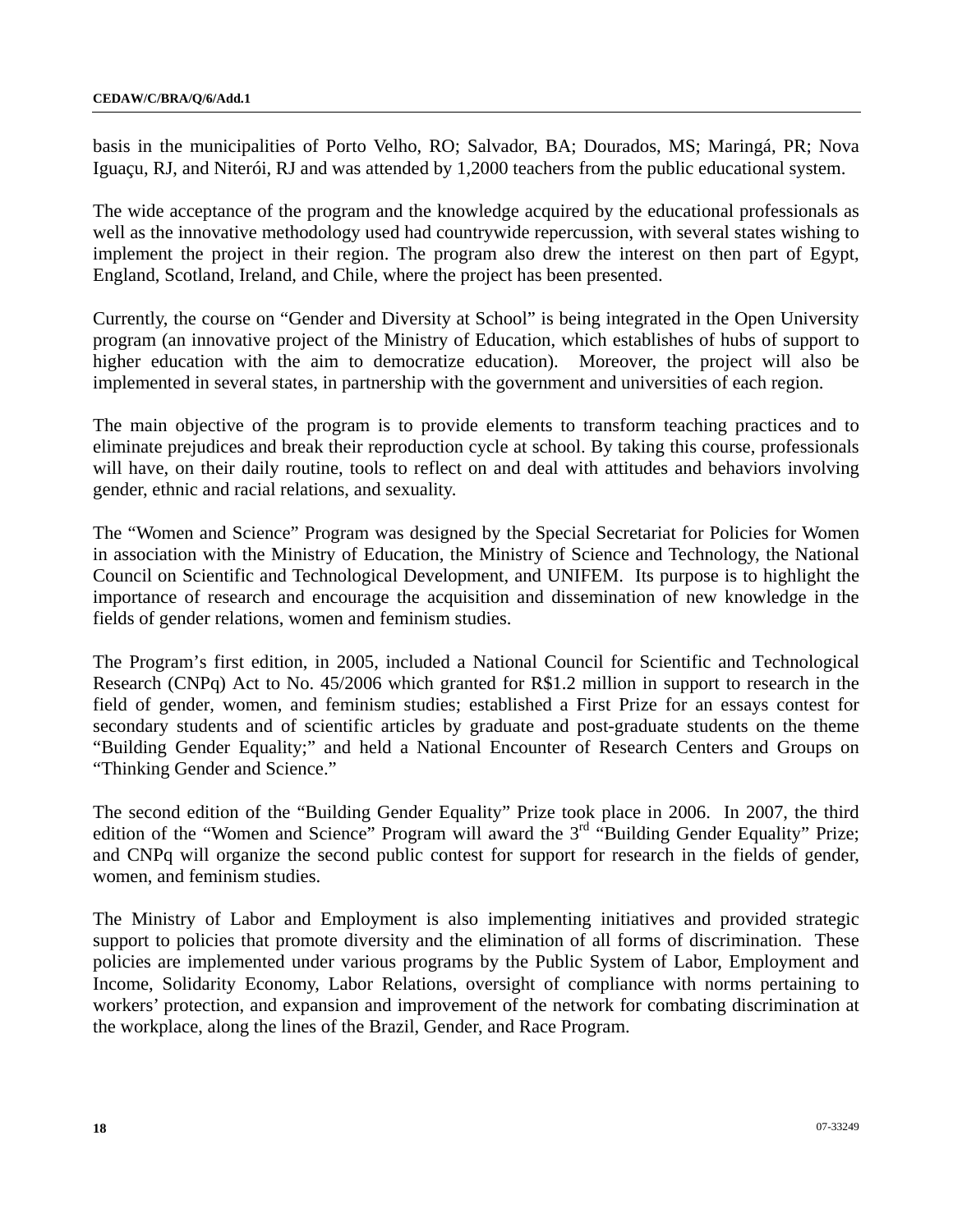basis in the municipalities of Porto Velho, RO; Salvador, BA; Dourados, MS; Maringá, PR; Nova Iguaçu, RJ, and Niterói, RJ and was attended by 1,2000 teachers from the public educational system.

The wide acceptance of the program and the knowledge acquired by the educational professionals as well as the innovative methodology used had countrywide repercussion, with several states wishing to implement the project in their region. The program also drew the interest on then part of Egypt, England, Scotland, Ireland, and Chile, where the project has been presented.

Currently, the course on "Gender and Diversity at School" is being integrated in the Open University program (an innovative project of the Ministry of Education, which establishes of hubs of support to higher education with the aim to democratize education). Moreover, the project will also be implemented in several states, in partnership with the government and universities of each region.

The main objective of the program is to provide elements to transform teaching practices and to eliminate prejudices and break their reproduction cycle at school. By taking this course, professionals will have, on their daily routine, tools to reflect on and deal with attitudes and behaviors involving gender, ethnic and racial relations, and sexuality.

The "Women and Science" Program was designed by the Special Secretariat for Policies for Women in association with the Ministry of Education, the Ministry of Science and Technology, the National Council on Scientific and Technological Development, and UNIFEM. Its purpose is to highlight the importance of research and encourage the acquisition and dissemination of new knowledge in the fields of gender relations, women and feminism studies.

The Program's first edition, in 2005, included a National Council for Scientific and Technological Research (CNPq) Act to No. 45/2006 which granted for R$1.2 million in support to research in the field of gender, women, and feminism studies; established a First Prize for an essays contest for secondary students and of scientific articles by graduate and post-graduate students on the theme "Building Gender Equality;" and held a National Encounter of Research Centers and Groups on "Thinking Gender and Science."

The second edition of the "Building Gender Equality" Prize took place in 2006. In 2007, the third edition of the "Women and Science" Program will award the 3rd "Building Gender Equality" Prize; and CNPq will organize the second public contest for support for research in the fields of gender, women, and feminism studies.

The Ministry of Labor and Employment is also implementing initiatives and provided strategic support to policies that promote diversity and the elimination of all forms of discrimination. These policies are implemented under various programs by the Public System of Labor, Employment and Income, Solidarity Economy, Labor Relations, oversight of compliance with norms pertaining to workers' protection, and expansion and improvement of the network for combating discrimination at the workplace, along the lines of the Brazil, Gender, and Race Program.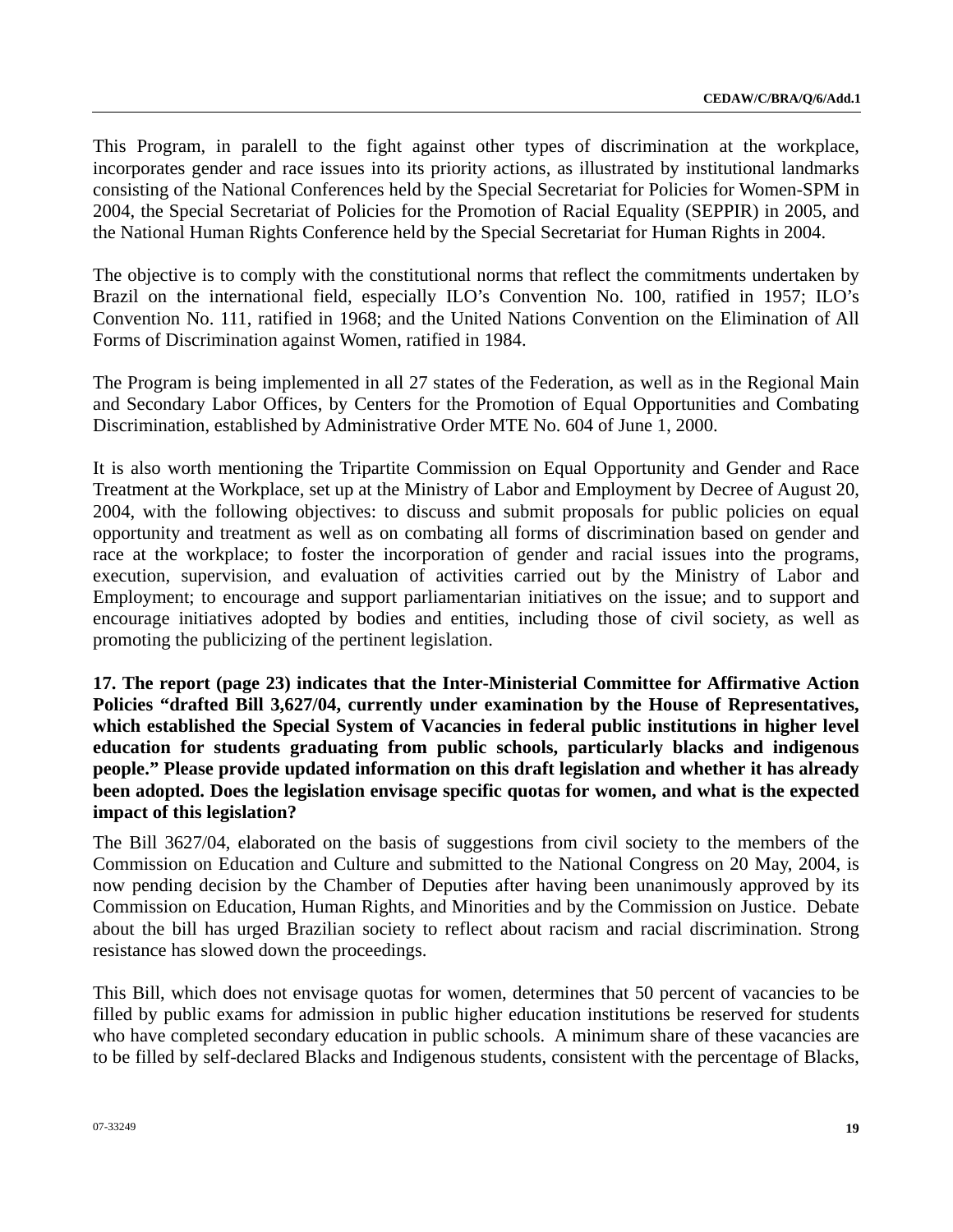This Program, in paralell to the fight against other types of discrimination at the workplace, incorporates gender and race issues into its priority actions, as illustrated by institutional landmarks consisting of the National Conferences held by the Special Secretariat for Policies for Women-SPM in 2004, the Special Secretariat of Policies for the Promotion of Racial Equality (SEPPIR) in 2005, and the National Human Rights Conference held by the Special Secretariat for Human Rights in 2004.

The objective is to comply with the constitutional norms that reflect the commitments undertaken by Brazil on the international field, especially ILO's Convention No. 100, ratified in 1957; ILO's Convention No. 111, ratified in 1968; and the United Nations Convention on the Elimination of All Forms of Discrimination against Women, ratified in 1984.

The Program is being implemented in all 27 states of the Federation, as well as in the Regional Main and Secondary Labor Offices, by Centers for the Promotion of Equal Opportunities and Combating Discrimination, established by Administrative Order MTE No. 604 of June 1, 2000.

It is also worth mentioning the Tripartite Commission on Equal Opportunity and Gender and Race Treatment at the Workplace, set up at the Ministry of Labor and Employment by Decree of August 20, 2004, with the following objectives: to discuss and submit proposals for public policies on equal opportunity and treatment as well as on combating all forms of discrimination based on gender and race at the workplace; to foster the incorporation of gender and racial issues into the programs, execution, supervision, and evaluation of activities carried out by the Ministry of Labor and Employment; to encourage and support parliamentarian initiatives on the issue; and to support and encourage initiatives adopted by bodies and entities, including those of civil society, as well as promoting the publicizing of the pertinent legislation.

**17. The report (page 23) indicates that the Inter-Ministerial Committee for Affirmative Action Policies "drafted Bill 3,627/04, currently under examination by the House of Representatives, which established the Special System of Vacancies in federal public institutions in higher level education for students graduating from public schools, particularly blacks and indigenous people." Please provide updated information on this draft legislation and whether it has already been adopted. Does the legislation envisage specific quotas for women, and what is the expected impact of this legislation?**

The Bill 3627/04, elaborated on the basis of suggestions from civil society to the members of the Commission on Education and Culture and submitted to the National Congress on 20 May, 2004, is now pending decision by the Chamber of Deputies after having been unanimously approved by its Commission on Education, Human Rights, and Minorities and by the Commission on Justice. Debate about the bill has urged Brazilian society to reflect about racism and racial discrimination. Strong resistance has slowed down the proceedings.

This Bill, which does not envisage quotas for women, determines that 50 percent of vacancies to be filled by public exams for admission in public higher education institutions be reserved for students who have completed secondary education in public schools. A minimum share of these vacancies are to be filled by self-declared Blacks and Indigenous students, consistent with the percentage of Blacks,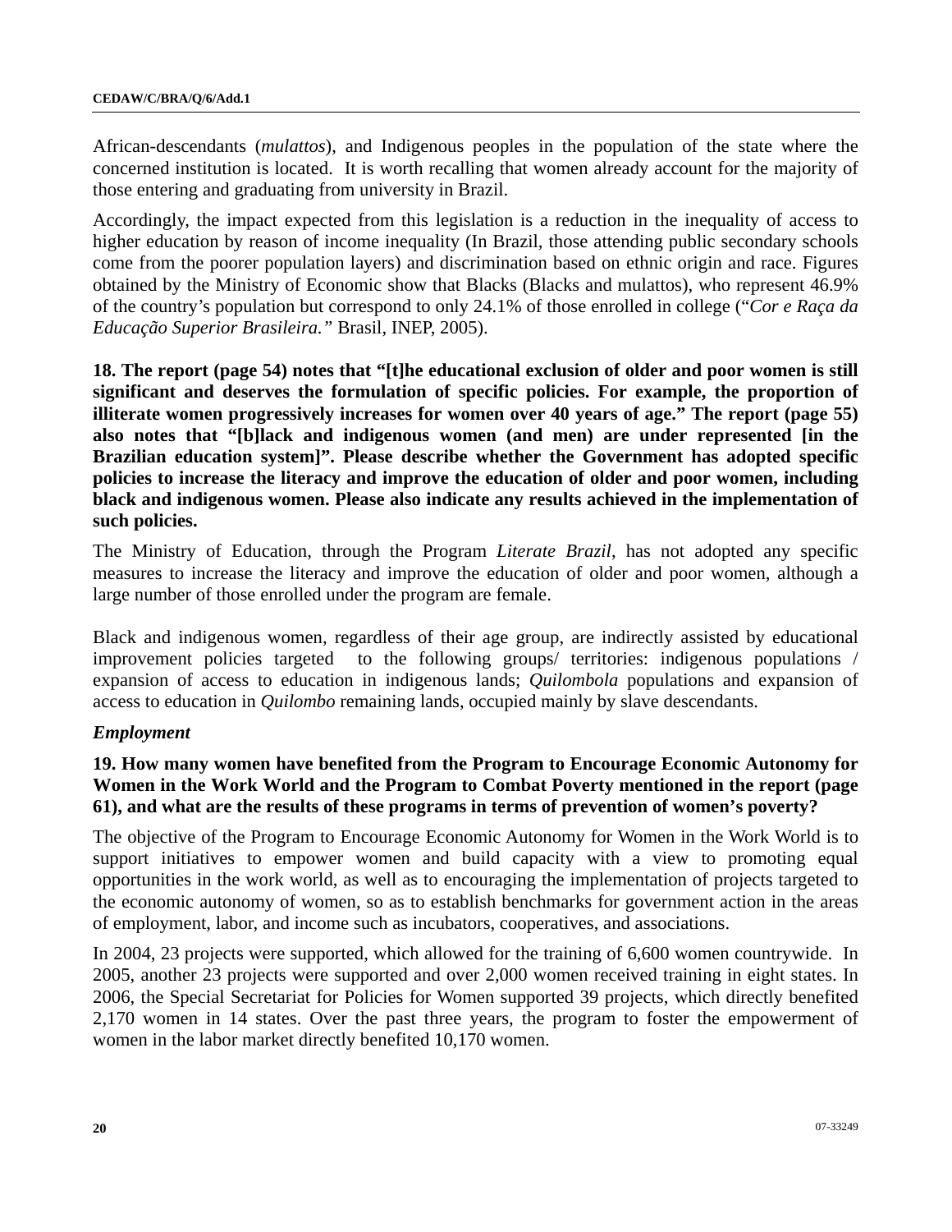African-descendants (*mulattos*), and Indigenous peoples in the population of the state where the concerned institution is located. It is worth recalling that women already account for the majority of those entering and graduating from university in Brazil.

Accordingly, the impact expected from this legislation is a reduction in the inequality of access to higher education by reason of income inequality (In Brazil, those attending public secondary schools come from the poorer population layers) and discrimination based on ethnic origin and race. Figures obtained by the Ministry of Economic show that Blacks (Blacks and mulattos), who represent 46.9% of the country's population but correspond to only 24.1% of those enrolled in college ("*Cor e Raça da Educação Superior Brasileira.*" Brasil, INEP, 2005).

**18. The report (page 54) notes that "[t]he educational exclusion of older and poor women is still significant and deserves the formulation of specific policies. For example, the proportion of illiterate women progressively increases for women over 40 years of age." The report (page 55) also notes that "[b]lack and indigenous women (and men) are under represented [in the Brazilian education system]". Please describe whether the Government has adopted specific policies to increase the literacy and improve the education of older and poor women, including black and indigenous women. Please also indicate any results achieved in the implementation of such policies.**

The Ministry of Education, through the Program *Literate Brazil*, has not adopted any specific measures to increase the literacy and improve the education of older and poor women, although a large number of those enrolled under the program are female.

Black and indigenous women, regardless of their age group, are indirectly assisted by educational improvement policies targeted to the following groups/ territories: indigenous populations / expansion of access to education in indigenous lands; *Quilombola* populations and expansion of access to education in *Quilombo* remaining lands, occupied mainly by slave descendants.

### *Employment*

**19. How many women have benefited from the Program to Encourage Economic Autonomy for Women in the Work World and the Program to Combat Poverty mentioned in the report (page 61), and what are the results of these programs in terms of prevention of women's poverty?**

The objective of the Program to Encourage Economic Autonomy for Women in the Work World is to support initiatives to empower women and build capacity with a view to promoting equal opportunities in the work world, as well as to encouraging the implementation of projects targeted to the economic autonomy of women, so as to establish benchmarks for government action in the areas of employment, labor, and income such as incubators, cooperatives, and associations.

In 2004, 23 projects were supported, which allowed for the training of 6,600 women countrywide. In 2005, another 23 projects were supported and over 2,000 women received training in eight states. In 2006, the Special Secretariat for Policies for Women supported 39 projects, which directly benefited 2,170 women in 14 states. Over the past three years, the program to foster the empowerment of women in the labor market directly benefited 10,170 women.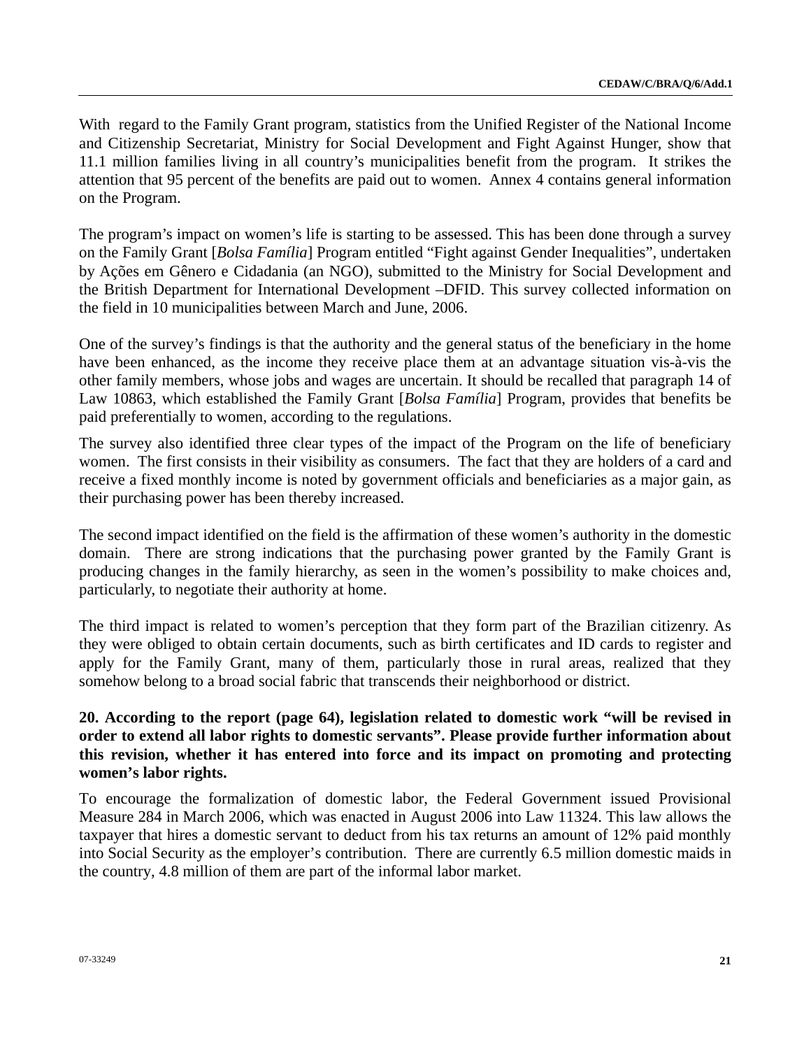With regard to the Family Grant program, statistics from the Unified Register of the National Income and Citizenship Secretariat, Ministry for Social Development and Fight Against Hunger, show that 11.1 million families living in all country's municipalities benefit from the program. It strikes the attention that 95 percent of the benefits are paid out to women. Annex 4 contains general information on the Program.

The program's impact on women's life is starting to be assessed. This has been done through a survey on the Family Grant [*Bolsa Família*] Program entitled "Fight against Gender Inequalities", undertaken by Ações em Gênero e Cidadania (an NGO), submitted to the Ministry for Social Development and the British Department for International Development –DFID. This survey collected information on the field in 10 municipalities between March and June, 2006.

One of the survey's findings is that the authority and the general status of the beneficiary in the home have been enhanced, as the income they receive place them at an advantage situation vis-à-vis the other family members, whose jobs and wages are uncertain. It should be recalled that paragraph 14 of Law 10863, which established the Family Grant [*Bolsa Família*] Program, provides that benefits be paid preferentially to women, according to the regulations.

The survey also identified three clear types of the impact of the Program on the life of beneficiary women. The first consists in their visibility as consumers. The fact that they are holders of a card and receive a fixed monthly income is noted by government officials and beneficiaries as a major gain, as their purchasing power has been thereby increased.

The second impact identified on the field is the affirmation of these women's authority in the domestic domain. There are strong indications that the purchasing power granted by the Family Grant is producing changes in the family hierarchy, as seen in the women's possibility to make choices and, particularly, to negotiate their authority at home.

The third impact is related to women's perception that they form part of the Brazilian citizenry. As they were obliged to obtain certain documents, such as birth certificates and ID cards to register and apply for the Family Grant, many of them, particularly those in rural areas, realized that they somehow belong to a broad social fabric that transcends their neighborhood or district.

**20. According to the report (page 64), legislation related to domestic work "will be revised in order to extend all labor rights to domestic servants". Please provide further information about this revision, whether it has entered into force and its impact on promoting and protecting women's labor rights.**

To encourage the formalization of domestic labor, the Federal Government issued Provisional Measure 284 in March 2006, which was enacted in August 2006 into Law 11324. This law allows the taxpayer that hires a domestic servant to deduct from his tax returns an amount of 12% paid monthly into Social Security as the employer's contribution. There are currently 6.5 million domestic maids in the country, 4.8 million of them are part of the informal labor market.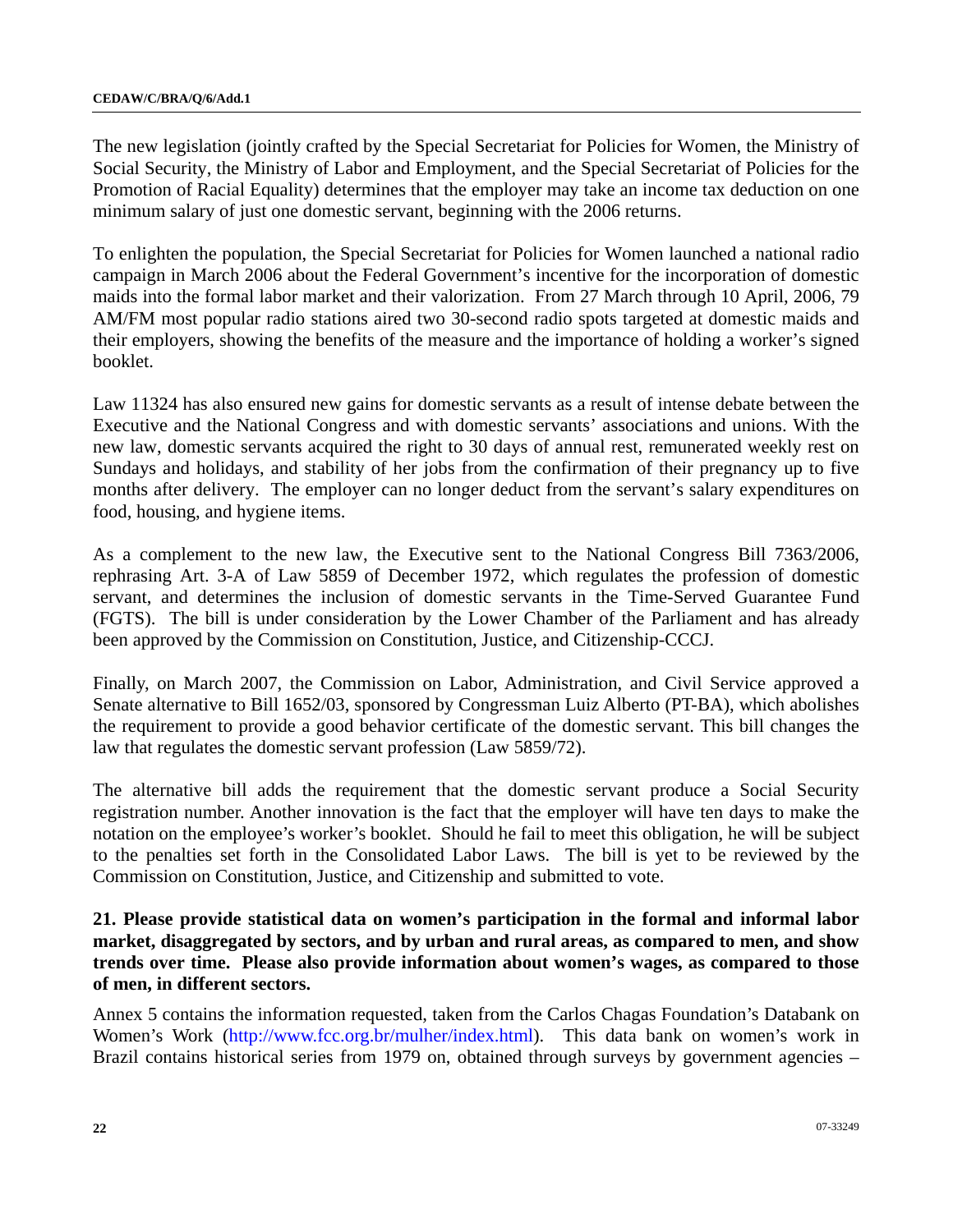The new legislation (jointly crafted by the Special Secretariat for Policies for Women, the Ministry of Social Security, the Ministry of Labor and Employment, and the Special Secretariat of Policies for the Promotion of Racial Equality) determines that the employer may take an income tax deduction on one minimum salary of just one domestic servant, beginning with the 2006 returns.

To enlighten the population, the Special Secretariat for Policies for Women launched a national radio campaign in March 2006 about the Federal Government's incentive for the incorporation of domestic maids into the formal labor market and their valorization. From 27 March through 10 April, 2006, 79 AM/FM most popular radio stations aired two 30-second radio spots targeted at domestic maids and their employers, showing the benefits of the measure and the importance of holding a worker's signed booklet.

Law 11324 has also ensured new gains for domestic servants as a result of intense debate between the Executive and the National Congress and with domestic servants' associations and unions. With the new law, domestic servants acquired the right to 30 days of annual rest, remunerated weekly rest on Sundays and holidays, and stability of her jobs from the confirmation of their pregnancy up to five months after delivery. The employer can no longer deduct from the servant's salary expenditures on food, housing, and hygiene items.

As a complement to the new law, the Executive sent to the National Congress Bill 7363/2006, rephrasing Art. 3-A of Law 5859 of December 1972, which regulates the profession of domestic servant, and determines the inclusion of domestic servants in the Time-Served Guarantee Fund (FGTS). The bill is under consideration by the Lower Chamber of the Parliament and has already been approved by the Commission on Constitution, Justice, and Citizenship-CCCJ.

Finally, on March 2007, the Commission on Labor, Administration, and Civil Service approved a Senate alternative to Bill 1652/03, sponsored by Congressman Luiz Alberto (PT-BA), which abolishes the requirement to provide a good behavior certificate of the domestic servant. This bill changes the law that regulates the domestic servant profession (Law 5859/72).

The alternative bill adds the requirement that the domestic servant produce a Social Security registration number. Another innovation is the fact that the employer will have ten days to make the notation on the employee's worker's booklet. Should he fail to meet this obligation, he will be subject to the penalties set forth in the Consolidated Labor Laws. The bill is yet to be reviewed by the Commission on Constitution, Justice, and Citizenship and submitted to vote.

**21. Please provide statistical data on women's participation in the formal and informal labor market, disaggregated by sectors, and by urban and rural areas, as compared to men, and show trends over time. Please also provide information about women's wages, as compared to those of men, in different sectors.**

Annex 5 contains the information requested, taken from the Carlos Chagas Foundation's Databank on Women's Work (http://www.fcc.org.br/mulher/index.html). This data bank on women's work in Brazil contains historical series from 1979 on, obtained through surveys by government agencies –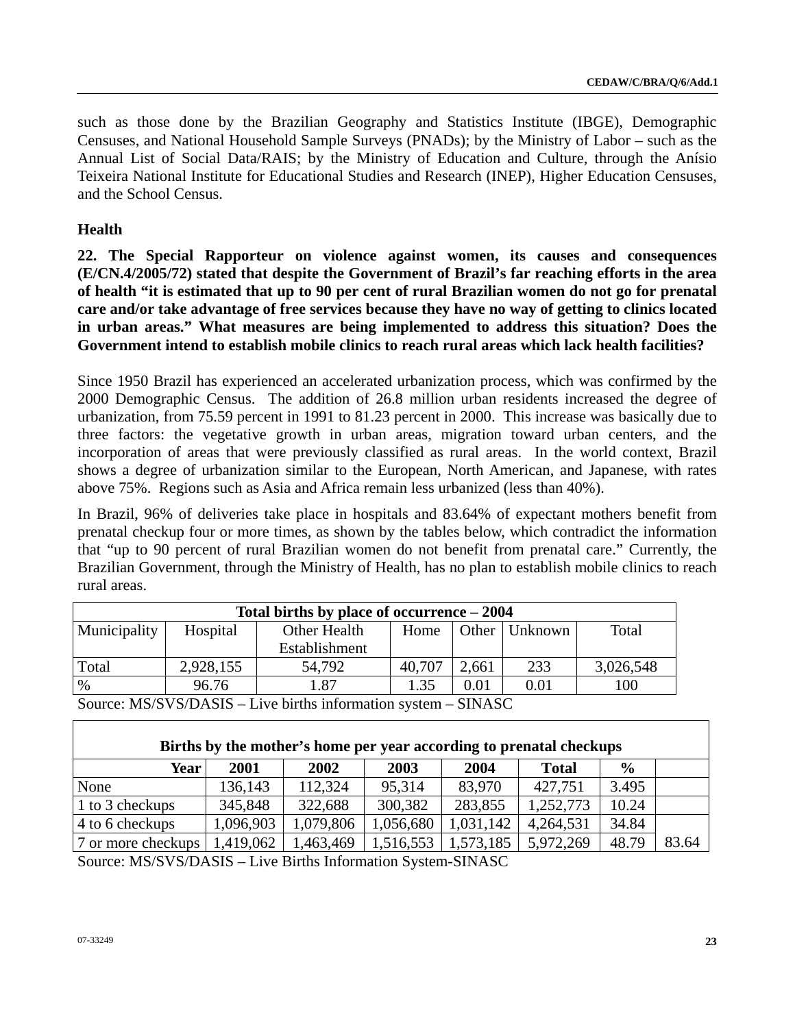such as those done by the Brazilian Geography and Statistics Institute (IBGE), Demographic Censuses, and National Household Sample Surveys (PNADs); by the Ministry of Labor – such as the Annual List of Social Data/RAIS; by the Ministry of Education and Culture, through the Anísio Teixeira National Institute for Educational Studies and Research (INEP), Higher Education Censuses, and the School Census.

## Health

**22. The Special Rapporteur on violence against women, its causes and consequences (E/CN.4/2005/72) stated that despite the Government of Brazil's far reaching efforts in the area of health "it is estimated that up to 90 per cent of rural Brazilian women do not go for prenatal care and/or take advantage of free services because they have no way of getting to clinics located in urban areas." What measures are being implemented to address this situation? Does the Government intend to establish mobile clinics to reach rural areas which lack health facilities?**

Since 1950 Brazil has experienced an accelerated urbanization process, which was confirmed by the 2000 Demographic Census. The addition of 26.8 million urban residents increased the degree of urbanization, from 75.59 percent in 1991 to 81.23 percent in 2000. This increase was basically due to three factors: the vegetative growth in urban areas, migration toward urban centers, and the incorporation of areas that were previously classified as rural areas. In the world context, Brazil shows a degree of urbanization similar to the European, North American, and Japanese, with rates above 75%. Regions such as Asia and Africa remain less urbanized (less than 40%).

In Brazil, 96% of deliveries take place in hospitals and 83.64% of expectant mothers benefit from prenatal checkup four or more times, as shown by the tables below, which contradict the information that "up to 90 percent of rural Brazilian women do not benefit from prenatal care." Currently, the Brazilian Government, through the Ministry of Health, has no plan to establish mobile clinics to reach rural areas.

**Total births by place of occurrence – 2004**

| Municipality | Hospital | Other Health Establishment | Home | Other | Unknown | Total |
|---|---|---|---|---|---|---|
| Total | 2,928,155 | 54,792 | 40,707 | 2,661 | 233 | 3,026,548 |
| % | 96.76 | 1.87 | 1.35 | 0.01 | 0.01 | 100 |

Source: MS/SVS/DASIS – Live births information system – SINASC

**Births by the mother's home per year according to prenatal checkups**

| Year | 2001 | 2002 | 2003 | 2004 | Total | % | |
|---|---|---|---|---|---|---|---|
| None | 136,143 | 112,324 | 95,314 | 83,970 | 427,751 | 3.495 | |
| 1 to 3 checkups | 345,848 | 322,688 | 300,382 | 283,855 | 1,252,773 | 10.24 | |
| 4 to 6 checkups | 1,096,903 | 1,079,806 | 1,056,680 | 1,031,142 | 4,264,531 | 34.84 | |
| 7 or more checkups | 1,419,062 | 1,463,469 | 1,516,553 | 1,573,185 | 5,972,269 | 48.79 | 83.64 |

Source: MS/SVS/DASIS – Live Births Information System-SINASC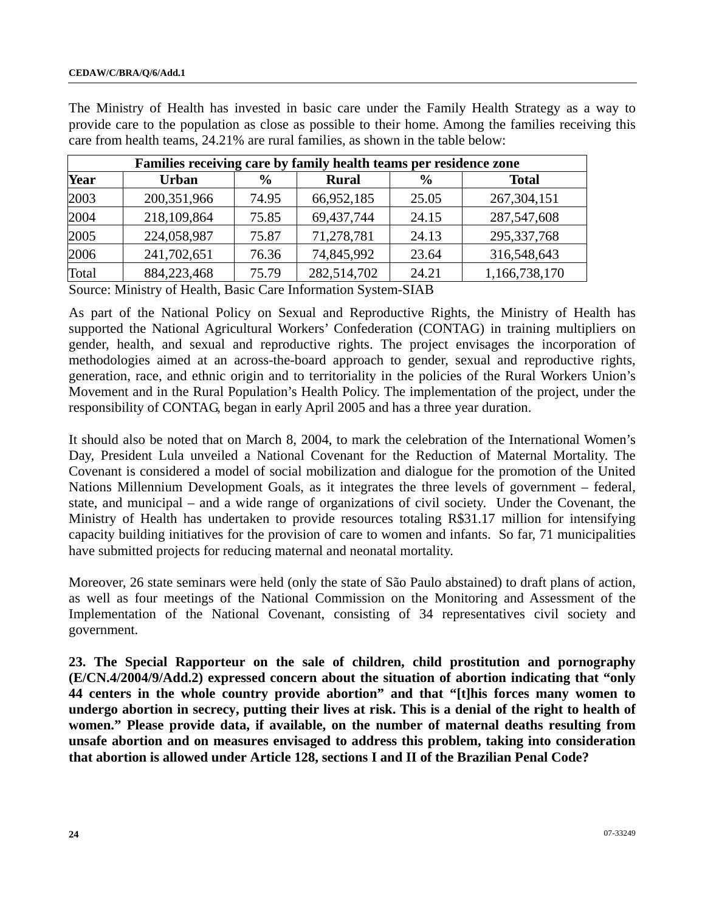The Ministry of Health has invested in basic care under the Family Health Strategy as a way to provide care to the population as close as possible to their home. Among the families receiving this care from health teams, 24.21% are rural families, as shown in the table below:

| Families receiving care by family health teams per residence zone | | | | | |
|---|---|---|---|---|---|
| **Year** | **Urban** | **%** | **Rural** | **%** | **Total** |
| 2003 | 200,351,966 | 74.95 | 66,952,185 | 25.05 | 267,304,151 |
| 2004 | 218,109,864 | 75.85 | 69,437,744 | 24.15 | 287,547,608 |
| 2005 | 224,058,987 | 75.87 | 71,278,781 | 24.13 | 295,337,768 |
| 2006 | 241,702,651 | 76.36 | 74,845,992 | 23.64 | 316,548,643 |
| Total | 884,223,468 | 75.79 | 282,514,702 | 24.21 | 1,166,738,170 |

Source: Ministry of Health, Basic Care Information System-SIAB

As part of the National Policy on Sexual and Reproductive Rights, the Ministry of Health has supported the National Agricultural Workers' Confederation (CONTAG) in training multipliers on gender, health, and sexual and reproductive rights. The project envisages the incorporation of methodologies aimed at an across-the-board approach to gender, sexual and reproductive rights, generation, race, and ethnic origin and to territoriality in the policies of the Rural Workers Union's Movement and in the Rural Population's Health Policy. The implementation of the project, under the responsibility of CONTAG, began in early April 2005 and has a three year duration.

It should also be noted that on March 8, 2004, to mark the celebration of the International Women's Day, President Lula unveiled a National Covenant for the Reduction of Maternal Mortality. The Covenant is considered a model of social mobilization and dialogue for the promotion of the United Nations Millennium Development Goals, as it integrates the three levels of government – federal, state, and municipal – and a wide range of organizations of civil society. Under the Covenant, the Ministry of Health has undertaken to provide resources totaling R$31.17 million for intensifying capacity building initiatives for the provision of care to women and infants. So far, 71 municipalities have submitted projects for reducing maternal and neonatal mortality.

Moreover, 26 state seminars were held (only the state of São Paulo abstained) to draft plans of action, as well as four meetings of the National Commission on the Monitoring and Assessment of the Implementation of the National Covenant, consisting of 34 representatives civil society and government.

**23. The Special Rapporteur on the sale of children, child prostitution and pornography (E/CN.4/2004/9/Add.2) expressed concern about the situation of abortion indicating that "only 44 centers in the whole country provide abortion" and that "[t]his forces many women to undergo abortion in secrecy, putting their lives at risk. This is a denial of the right to health of women." Please provide data, if available, on the number of maternal deaths resulting from unsafe abortion and on measures envisaged to address this problem, taking into consideration that abortion is allowed under Article 128, sections I and II of the Brazilian Penal Code?**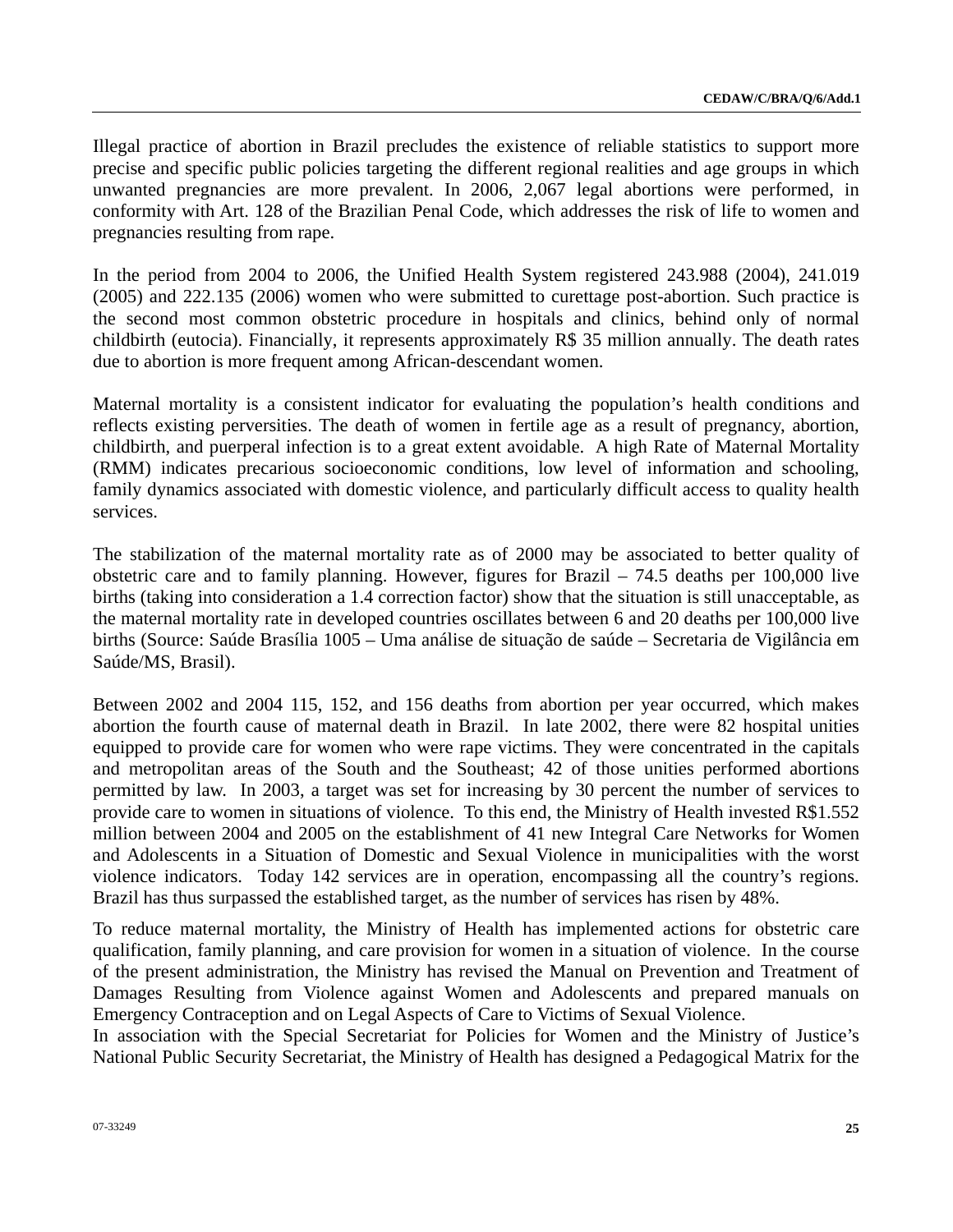Illegal practice of abortion in Brazil precludes the existence of reliable statistics to support more precise and specific public policies targeting the different regional realities and age groups in which unwanted pregnancies are more prevalent. In 2006, 2,067 legal abortions were performed, in conformity with Art. 128 of the Brazilian Penal Code, which addresses the risk of life to women and pregnancies resulting from rape.

In the period from 2004 to 2006, the Unified Health System registered 243.988 (2004), 241.019 (2005) and 222.135 (2006) women who were submitted to curettage post-abortion. Such practice is the second most common obstetric procedure in hospitals and clinics, behind only of normal childbirth (eutocia). Financially, it represents approximately R$ 35 million annually. The death rates due to abortion is more frequent among African-descendant women.

Maternal mortality is a consistent indicator for evaluating the population's health conditions and reflects existing perversities. The death of women in fertile age as a result of pregnancy, abortion, childbirth, and puerperal infection is to a great extent avoidable. A high Rate of Maternal Mortality (RMM) indicates precarious socioeconomic conditions, low level of information and schooling, family dynamics associated with domestic violence, and particularly difficult access to quality health services.

The stabilization of the maternal mortality rate as of 2000 may be associated to better quality of obstetric care and to family planning. However, figures for Brazil – 74.5 deaths per 100,000 live births (taking into consideration a 1.4 correction factor) show that the situation is still unacceptable, as the maternal mortality rate in developed countries oscillates between 6 and 20 deaths per 100,000 live births (Source: Saúde Brasília 1005 – Uma análise de situação de saúde – Secretaria de Vigilância em Saúde/MS, Brasil).

Between 2002 and 2004 115, 152, and 156 deaths from abortion per year occurred, which makes abortion the fourth cause of maternal death in Brazil. In late 2002, there were 82 hospital unities equipped to provide care for women who were rape victims. They were concentrated in the capitals and metropolitan areas of the South and the Southeast; 42 of those unities performed abortions permitted by law. In 2003, a target was set for increasing by 30 percent the number of services to provide care to women in situations of violence. To this end, the Ministry of Health invested R$1.552 million between 2004 and 2005 on the establishment of 41 new Integral Care Networks for Women and Adolescents in a Situation of Domestic and Sexual Violence in municipalities with the worst violence indicators. Today 142 services are in operation, encompassing all the country's regions. Brazil has thus surpassed the established target, as the number of services has risen by 48%.

To reduce maternal mortality, the Ministry of Health has implemented actions for obstetric care qualification, family planning, and care provision for women in a situation of violence. In the course of the present administration, the Ministry has revised the Manual on Prevention and Treatment of Damages Resulting from Violence against Women and Adolescents and prepared manuals on Emergency Contraception and on Legal Aspects of Care to Victims of Sexual Violence.

In association with the Special Secretariat for Policies for Women and the Ministry of Justice's National Public Security Secretariat, the Ministry of Health has designed a Pedagogical Matrix for the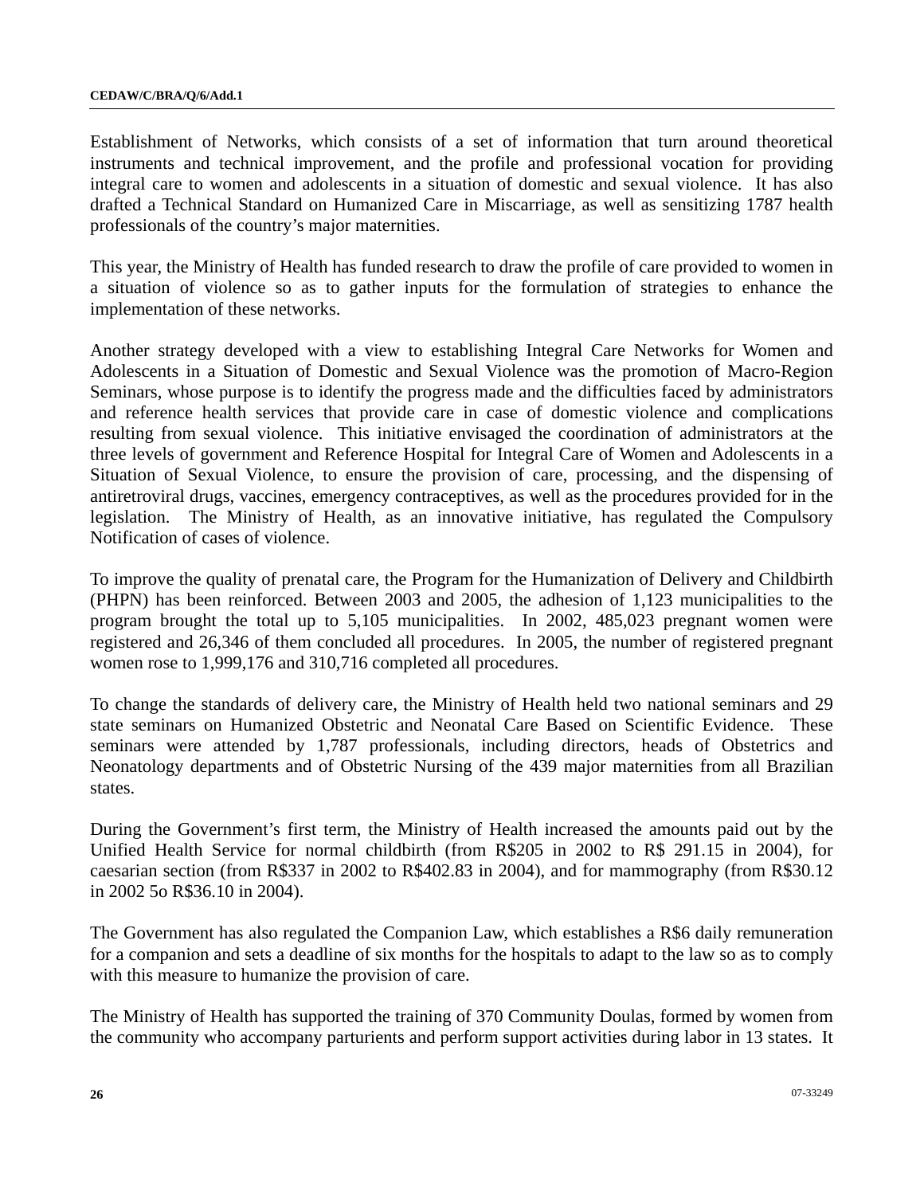Establishment of Networks, which consists of a set of information that turn around theoretical instruments and technical improvement, and the profile and professional vocation for providing integral care to women and adolescents in a situation of domestic and sexual violence. It has also drafted a Technical Standard on Humanized Care in Miscarriage, as well as sensitizing 1787 health professionals of the country's major maternities.

This year, the Ministry of Health has funded research to draw the profile of care provided to women in a situation of violence so as to gather inputs for the formulation of strategies to enhance the implementation of these networks.

Another strategy developed with a view to establishing Integral Care Networks for Women and Adolescents in a Situation of Domestic and Sexual Violence was the promotion of Macro-Region Seminars, whose purpose is to identify the progress made and the difficulties faced by administrators and reference health services that provide care in case of domestic violence and complications resulting from sexual violence. This initiative envisaged the coordination of administrators at the three levels of government and Reference Hospital for Integral Care of Women and Adolescents in a Situation of Sexual Violence, to ensure the provision of care, processing, and the dispensing of antiretroviral drugs, vaccines, emergency contraceptives, as well as the procedures provided for in the legislation. The Ministry of Health, as an innovative initiative, has regulated the Compulsory Notification of cases of violence.

To improve the quality of prenatal care, the Program for the Humanization of Delivery and Childbirth (PHPN) has been reinforced. Between 2003 and 2005, the adhesion of 1,123 municipalities to the program brought the total up to 5,105 municipalities. In 2002, 485,023 pregnant women were registered and 26,346 of them concluded all procedures. In 2005, the number of registered pregnant women rose to 1,999,176 and 310,716 completed all procedures.

To change the standards of delivery care, the Ministry of Health held two national seminars and 29 state seminars on Humanized Obstetric and Neonatal Care Based on Scientific Evidence. These seminars were attended by 1,787 professionals, including directors, heads of Obstetrics and Neonatology departments and of Obstetric Nursing of the 439 major maternities from all Brazilian states.

During the Government's first term, the Ministry of Health increased the amounts paid out by the Unified Health Service for normal childbirth (from R$205 in 2002 to R$ 291.15 in 2004), for caesarian section (from R$337 in 2002 to R$402.83 in 2004), and for mammography (from R$30.12 in 2002 5o R$36.10 in 2004).

The Government has also regulated the Companion Law, which establishes a R$6 daily remuneration for a companion and sets a deadline of six months for the hospitals to adapt to the law so as to comply with this measure to humanize the provision of care.

The Ministry of Health has supported the training of 370 Community Doulas, formed by women from the community who accompany parturients and perform support activities during labor in 13 states. It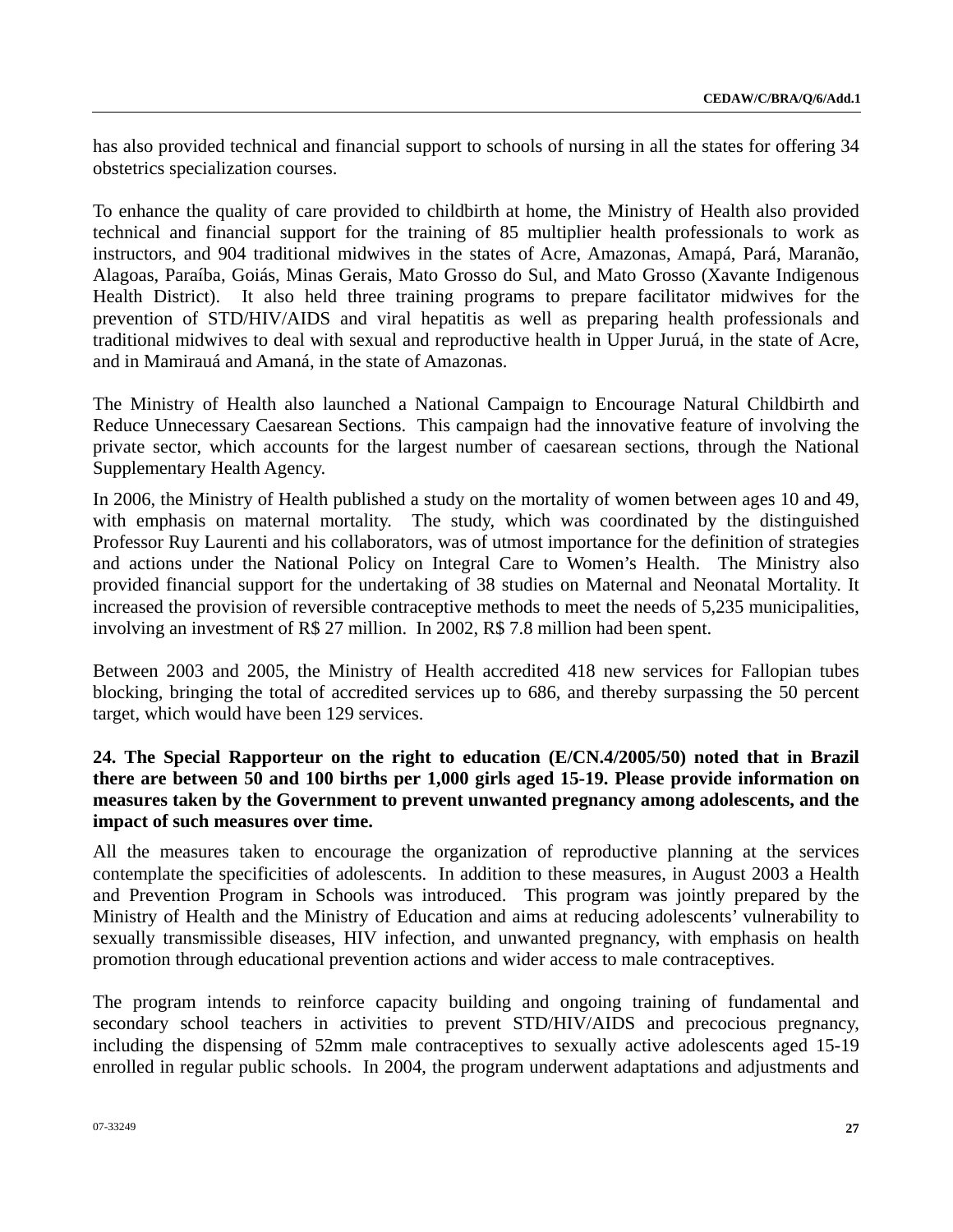has also provided technical and financial support to schools of nursing in all the states for offering 34 obstetrics specialization courses.

To enhance the quality of care provided to childbirth at home, the Ministry of Health also provided technical and financial support for the training of 85 multiplier health professionals to work as instructors, and 904 traditional midwives in the states of Acre, Amazonas, Amapá, Pará, Maranão, Alagoas, Paraíba, Goiás, Minas Gerais, Mato Grosso do Sul, and Mato Grosso (Xavante Indigenous Health District). It also held three training programs to prepare facilitator midwives for the prevention of STD/HIV/AIDS and viral hepatitis as well as preparing health professionals and traditional midwives to deal with sexual and reproductive health in Upper Juruá, in the state of Acre, and in Mamirauá and Amaná, in the state of Amazonas.

The Ministry of Health also launched a National Campaign to Encourage Natural Childbirth and Reduce Unnecessary Caesarean Sections. This campaign had the innovative feature of involving the private sector, which accounts for the largest number of caesarean sections, through the National Supplementary Health Agency.

In 2006, the Ministry of Health published a study on the mortality of women between ages 10 and 49, with emphasis on maternal mortality. The study, which was coordinated by the distinguished Professor Ruy Laurenti and his collaborators, was of utmost importance for the definition of strategies and actions under the National Policy on Integral Care to Women's Health. The Ministry also provided financial support for the undertaking of 38 studies on Maternal and Neonatal Mortality. It increased the provision of reversible contraceptive methods to meet the needs of 5,235 municipalities, involving an investment of R$ 27 million. In 2002, R$ 7.8 million had been spent.

Between 2003 and 2005, the Ministry of Health accredited 418 new services for Fallopian tubes blocking, bringing the total of accredited services up to 686, and thereby surpassing the 50 percent target, which would have been 129 services.

**24. The Special Rapporteur on the right to education (E/CN.4/2005/50) noted that in Brazil there are between 50 and 100 births per 1,000 girls aged 15-19. Please provide information on measures taken by the Government to prevent unwanted pregnancy among adolescents, and the impact of such measures over time.**

All the measures taken to encourage the organization of reproductive planning at the services contemplate the specificities of adolescents. In addition to these measures, in August 2003 a Health and Prevention Program in Schools was introduced. This program was jointly prepared by the Ministry of Health and the Ministry of Education and aims at reducing adolescents' vulnerability to sexually transmissible diseases, HIV infection, and unwanted pregnancy, with emphasis on health promotion through educational prevention actions and wider access to male contraceptives.

The program intends to reinforce capacity building and ongoing training of fundamental and secondary school teachers in activities to prevent STD/HIV/AIDS and precocious pregnancy, including the dispensing of 52mm male contraceptives to sexually active adolescents aged 15-19 enrolled in regular public schools. In 2004, the program underwent adaptations and adjustments and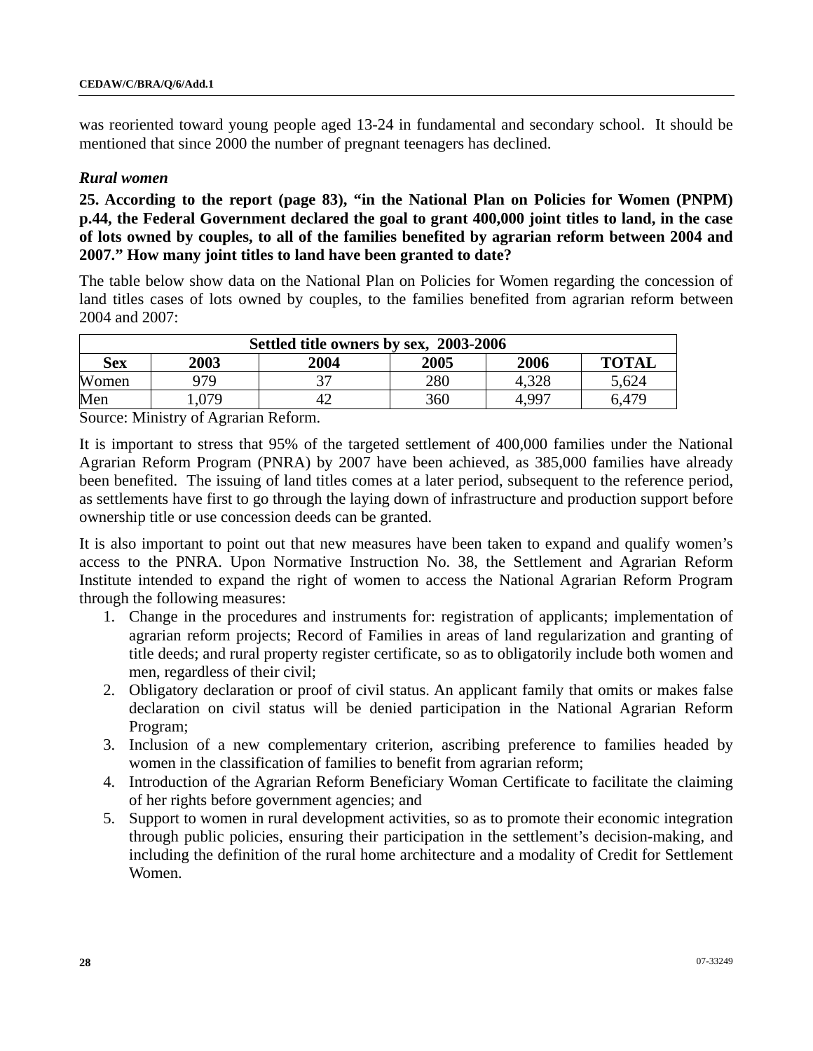was reoriented toward young people aged 13-24 in fundamental and secondary school. It should be mentioned that since 2000 the number of pregnant teenagers has declined.

### *Rural women*

**25. According to the report (page 83), "in the National Plan on Policies for Women (PNPM) p.44, the Federal Government declared the goal to grant 400,000 joint titles to land, in the case of lots owned by couples, to all of the families benefited by agrarian reform between 2004 and 2007." How many joint titles to land have been granted to date?**

The table below show data on the National Plan on Policies for Women regarding the concession of land titles cases of lots owned by couples, to the families benefited from agrarian reform between 2004 and 2007:

| Settled title owners by sex, 2003-2006 | | | | | |
|---|---|---|---|---|---|
| **Sex** | **2003** | **2004** | **2005** | **2006** | **TOTAL** |
| Women | 979 | 37 | 280 | 4,328 | 5,624 |
| Men | 1,079 | 42 | 360 | 4,997 | 6,479 |

Source: Ministry of Agrarian Reform.

It is important to stress that 95% of the targeted settlement of 400,000 families under the National Agrarian Reform Program (PNRA) by 2007 have been achieved, as 385,000 families have already been benefited. The issuing of land titles comes at a later period, subsequent to the reference period, as settlements have first to go through the laying down of infrastructure and production support before ownership title or use concession deeds can be granted.

It is also important to point out that new measures have been taken to expand and qualify women's access to the PNRA. Upon Normative Instruction No. 38, the Settlement and Agrarian Reform Institute intended to expand the right of women to access the National Agrarian Reform Program through the following measures:

1. Change in the procedures and instruments for: registration of applicants; implementation of agrarian reform projects; Record of Families in areas of land regularization and granting of title deeds; and rural property register certificate, so as to obligatorily include both women and men, regardless of their civil;
2. Obligatory declaration or proof of civil status. An applicant family that omits or makes false declaration on civil status will be denied participation in the National Agrarian Reform Program;
3. Inclusion of a new complementary criterion, ascribing preference to families headed by women in the classification of families to benefit from agrarian reform;
4. Introduction of the Agrarian Reform Beneficiary Woman Certificate to facilitate the claiming of her rights before government agencies; and
5. Support to women in rural development activities, so as to promote their economic integration through public policies, ensuring their participation in the settlement's decision-making, and including the definition of the rural home architecture and a modality of Credit for Settlement Women.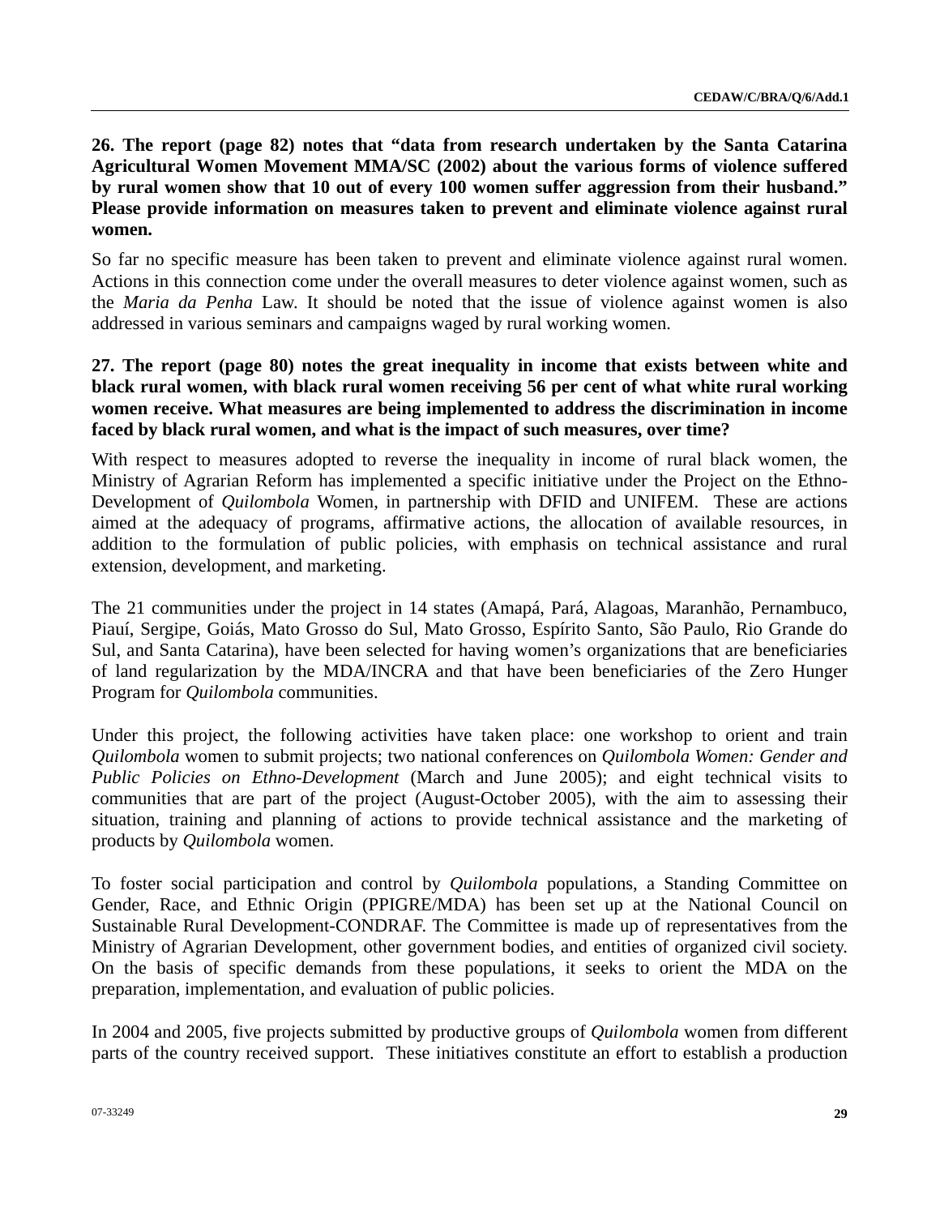**26. The report (page 82) notes that "data from research undertaken by the Santa Catarina Agricultural Women Movement MMA/SC (2002) about the various forms of violence suffered by rural women show that 10 out of every 100 women suffer aggression from their husband." Please provide information on measures taken to prevent and eliminate violence against rural women.**

So far no specific measure has been taken to prevent and eliminate violence against rural women. Actions in this connection come under the overall measures to deter violence against women, such as the *Maria da Penha* Law. It should be noted that the issue of violence against women is also addressed in various seminars and campaigns waged by rural working women.

**27. The report (page 80) notes the great inequality in income that exists between white and black rural women, with black rural women receiving 56 per cent of what white rural working women receive. What measures are being implemented to address the discrimination in income faced by black rural women, and what is the impact of such measures, over time?**

With respect to measures adopted to reverse the inequality in income of rural black women, the Ministry of Agrarian Reform has implemented a specific initiative under the Project on the Ethno-Development of *Quilombola* Women, in partnership with DFID and UNIFEM. These are actions aimed at the adequacy of programs, affirmative actions, the allocation of available resources, in addition to the formulation of public policies, with emphasis on technical assistance and rural extension, development, and marketing.

The 21 communities under the project in 14 states (Amapá, Pará, Alagoas, Maranhão, Pernambuco, Piauí, Sergipe, Goiás, Mato Grosso do Sul, Mato Grosso, Espírito Santo, São Paulo, Rio Grande do Sul, and Santa Catarina), have been selected for having women's organizations that are beneficiaries of land regularization by the MDA/INCRA and that have been beneficiaries of the Zero Hunger Program for *Quilombola* communities.

Under this project, the following activities have taken place: one workshop to orient and train *Quilombola* women to submit projects; two national conferences on *Quilombola Women: Gender and Public Policies on Ethno-Development* (March and June 2005); and eight technical visits to communities that are part of the project (August-October 2005), with the aim to assessing their situation, training and planning of actions to provide technical assistance and the marketing of products by *Quilombola* women.

To foster social participation and control by *Quilombola* populations, a Standing Committee on Gender, Race, and Ethnic Origin (PPIGRE/MDA) has been set up at the National Council on Sustainable Rural Development-CONDRAF. The Committee is made up of representatives from the Ministry of Agrarian Development, other government bodies, and entities of organized civil society. On the basis of specific demands from these populations, it seeks to orient the MDA on the preparation, implementation, and evaluation of public policies.

In 2004 and 2005, five projects submitted by productive groups of *Quilombola* women from different parts of the country received support. These initiatives constitute an effort to establish a production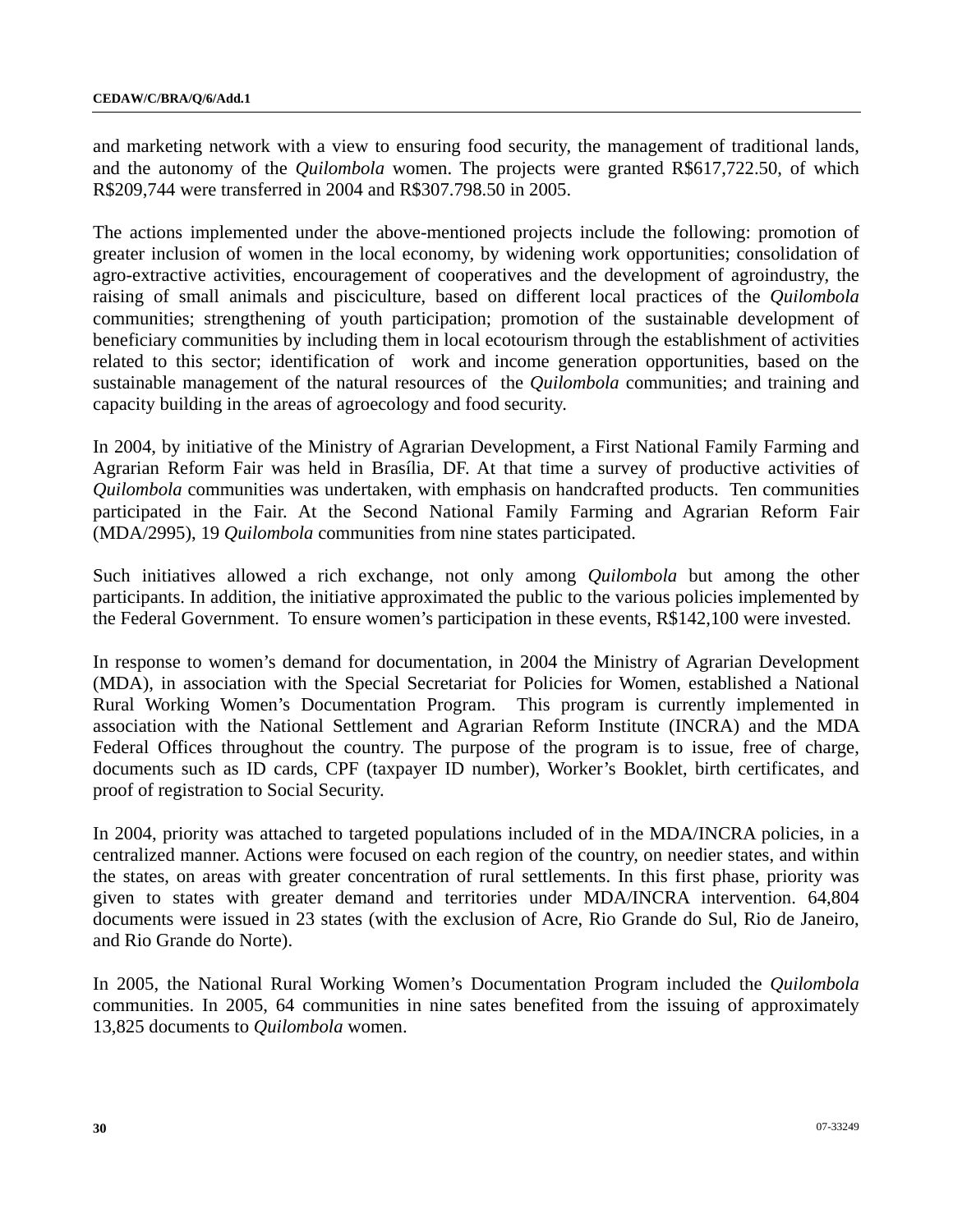and marketing network with a view to ensuring food security, the management of traditional lands, and the autonomy of the *Quilombola* women. The projects were granted R$617,722.50, of which R$209,744 were transferred in 2004 and R$307.798.50 in 2005.

The actions implemented under the above-mentioned projects include the following: promotion of greater inclusion of women in the local economy, by widening work opportunities; consolidation of agro-extractive activities, encouragement of cooperatives and the development of agroindustry, the raising of small animals and pisciculture, based on different local practices of the *Quilombola* communities; strengthening of youth participation; promotion of the sustainable development of beneficiary communities by including them in local ecotourism through the establishment of activities related to this sector; identification of work and income generation opportunities, based on the sustainable management of the natural resources of the *Quilombola* communities; and training and capacity building in the areas of agroecology and food security.

In 2004, by initiative of the Ministry of Agrarian Development, a First National Family Farming and Agrarian Reform Fair was held in Brasília, DF. At that time a survey of productive activities of *Quilombola* communities was undertaken, with emphasis on handcrafted products. Ten communities participated in the Fair. At the Second National Family Farming and Agrarian Reform Fair (MDA/2995), 19 *Quilombola* communities from nine states participated.

Such initiatives allowed a rich exchange, not only among *Quilombola* but among the other participants. In addition, the initiative approximated the public to the various policies implemented by the Federal Government. To ensure women's participation in these events, R$142,100 were invested.

In response to women's demand for documentation, in 2004 the Ministry of Agrarian Development (MDA), in association with the Special Secretariat for Policies for Women, established a National Rural Working Women's Documentation Program. This program is currently implemented in association with the National Settlement and Agrarian Reform Institute (INCRA) and the MDA Federal Offices throughout the country. The purpose of the program is to issue, free of charge, documents such as ID cards, CPF (taxpayer ID number), Worker's Booklet, birth certificates, and proof of registration to Social Security.

In 2004, priority was attached to targeted populations included of in the MDA/INCRA policies, in a centralized manner. Actions were focused on each region of the country, on needier states, and within the states, on areas with greater concentration of rural settlements. In this first phase, priority was given to states with greater demand and territories under MDA/INCRA intervention. 64,804 documents were issued in 23 states (with the exclusion of Acre, Rio Grande do Sul, Rio de Janeiro, and Rio Grande do Norte).

In 2005, the National Rural Working Women's Documentation Program included the *Quilombola* communities. In 2005, 64 communities in nine sates benefited from the issuing of approximately 13,825 documents to *Quilombola* women.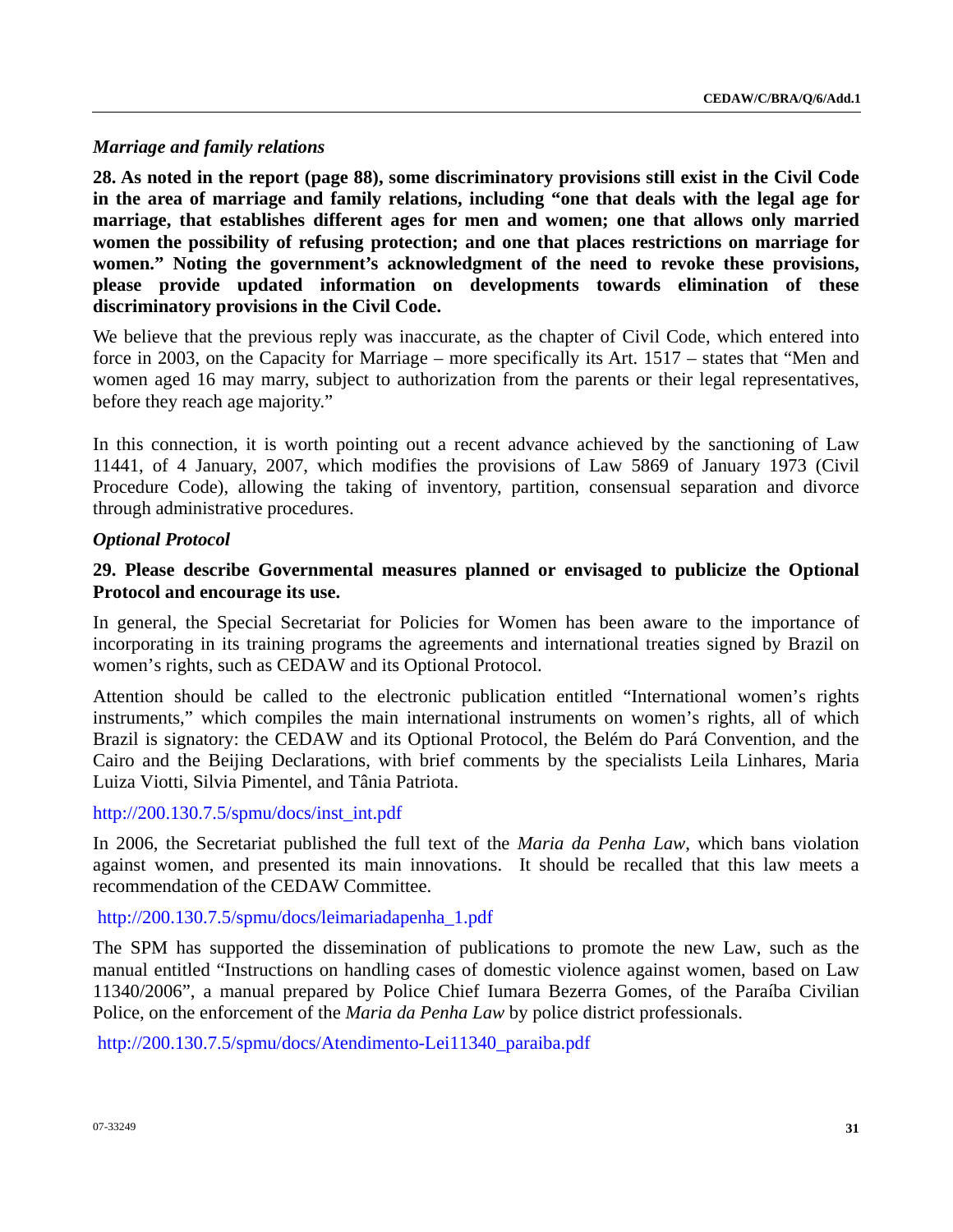*Marriage and family relations*

**28. As noted in the report (page 88), some discriminatory provisions still exist in the Civil Code in the area of marriage and family relations, including "one that deals with the legal age for marriage, that establishes different ages for men and women; one that allows only married women the possibility of refusing protection; and one that places restrictions on marriage for women." Noting the government's acknowledgment of the need to revoke these provisions, please provide updated information on developments towards elimination of these discriminatory provisions in the Civil Code.**

We believe that the previous reply was inaccurate, as the chapter of Civil Code, which entered into force in 2003, on the Capacity for Marriage – more specifically its Art. 1517 – states that "Men and women aged 16 may marry, subject to authorization from the parents or their legal representatives, before they reach age majority."

In this connection, it is worth pointing out a recent advance achieved by the sanctioning of Law 11441, of 4 January, 2007, which modifies the provisions of Law 5869 of January 1973 (Civil Procedure Code), allowing the taking of inventory, partition, consensual separation and divorce through administrative procedures.

*Optional Protocol*

**29. Please describe Governmental measures planned or envisaged to publicize the Optional Protocol and encourage its use.**

In general, the Special Secretariat for Policies for Women has been aware to the importance of incorporating in its training programs the agreements and international treaties signed by Brazil on women's rights, such as CEDAW and its Optional Protocol.

Attention should be called to the electronic publication entitled "International women's rights instruments," which compiles the main international instruments on women's rights, all of which Brazil is signatory: the CEDAW and its Optional Protocol, the Belém do Pará Convention, and the Cairo and the Beijing Declarations, with brief comments by the specialists Leila Linhares, Maria Luiza Viotti, Silvia Pimentel, and Tânia Patriota.

http://200.130.7.5/spmu/docs/inst_int.pdf

In 2006, the Secretariat published the full text of the *Maria da Penha Law*, which bans violation against women, and presented its main innovations. It should be recalled that this law meets a recommendation of the CEDAW Committee.

http://200.130.7.5/spmu/docs/leimariadapenha_1.pdf

The SPM has supported the dissemination of publications to promote the new Law, such as the manual entitled "Instructions on handling cases of domestic violence against women, based on Law 11340/2006", a manual prepared by Police Chief Iumara Bezerra Gomes, of the Paraíba Civilian Police, on the enforcement of the *Maria da Penha Law* by police district professionals.

http://200.130.7.5/spmu/docs/Atendimento-Lei11340_paraiba.pdf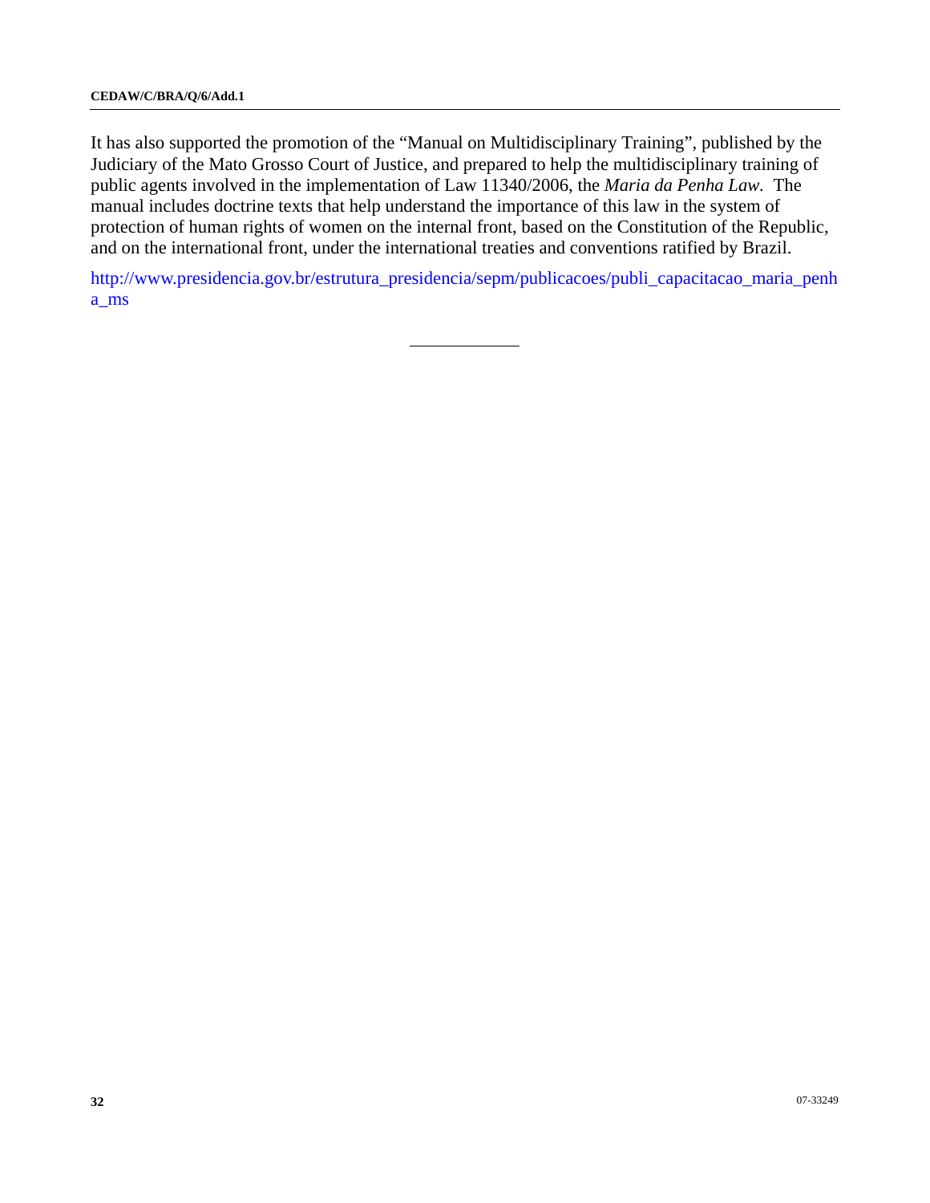It has also supported the promotion of the "Manual on Multidisciplinary Training", published by the Judiciary of the Mato Grosso Court of Justice, and prepared to help the multidisciplinary training of public agents involved in the implementation of Law 11340/2006, the *Maria da Penha Law*. The manual includes doctrine texts that help understand the importance of this law in the system of protection of human rights of women on the internal front, based on the Constitution of the Republic, and on the international front, under the international treaties and conventions ratified by Brazil.

http://www.presidencia.gov.br/estrutura_presidencia/sepm/publicacoes/publi_capacitacao_maria_penha_ms